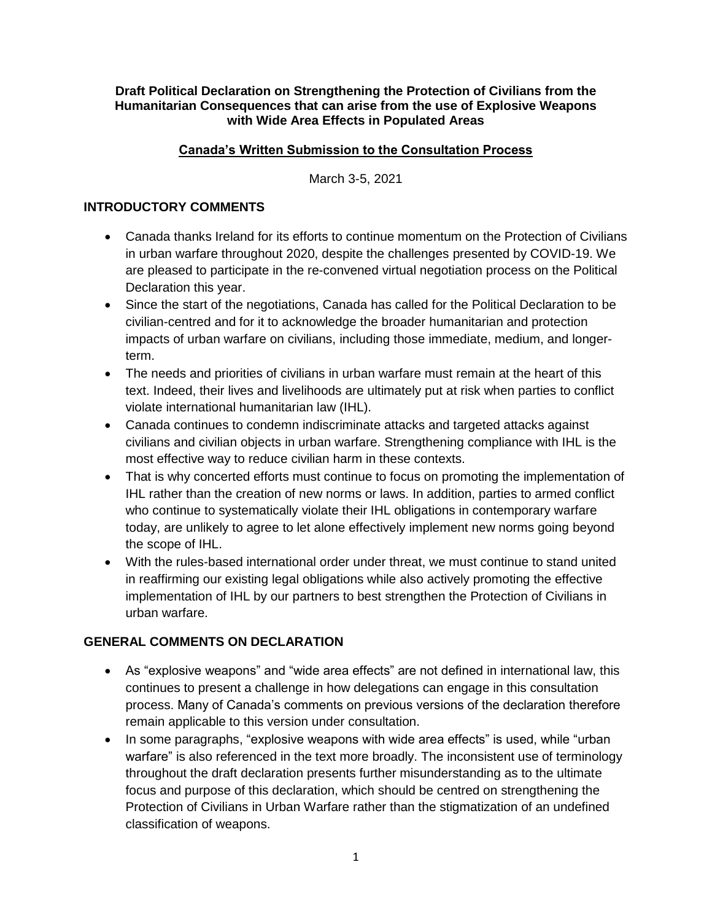**Draft Political Declaration on Strengthening the Protection of Civilians from the Humanitarian Consequences that can arise from the use of Explosive Weapons with Wide Area Effects in Populated Areas**

**Canada's Written Submission to the Consultation Process**

March 3-5, 2021

## INTRODUCTORY COMMENTS

- Canada thanks Ireland for its efforts to continue momentum on the Protection of Civilians in urban warfare throughout 2020, despite the challenges presented by COVID-19. We are pleased to participate in the re-convened virtual negotiation process on the Political Declaration this year.
- Since the start of the negotiations, Canada has called for the Political Declaration to be civilian-centred and for it to acknowledge the broader humanitarian and protection impacts of urban warfare on civilians, including those immediate, medium, and longer-term.
- The needs and priorities of civilians in urban warfare must remain at the heart of this text. Indeed, their lives and livelihoods are ultimately put at risk when parties to conflict violate international humanitarian law (IHL).
- Canada continues to condemn indiscriminate attacks and targeted attacks against civilians and civilian objects in urban warfare. Strengthening compliance with IHL is the most effective way to reduce civilian harm in these contexts.
- That is why concerted efforts must continue to focus on promoting the implementation of IHL rather than the creation of new norms or laws. In addition, parties to armed conflict who continue to systematically violate their IHL obligations in contemporary warfare today, are unlikely to agree to let alone effectively implement new norms going beyond the scope of IHL.
- With the rules-based international order under threat, we must continue to stand united in reaffirming our existing legal obligations while also actively promoting the effective implementation of IHL by our partners to best strengthen the Protection of Civilians in urban warfare.

## GENERAL COMMENTS ON DECLARATION

- As "explosive weapons" and "wide area effects" are not defined in international law, this continues to present a challenge in how delegations can engage in this consultation process. Many of Canada's comments on previous versions of the declaration therefore remain applicable to this version under consultation.
- In some paragraphs, "explosive weapons with wide area effects" is used, while "urban warfare" is also referenced in the text more broadly. The inconsistent use of terminology throughout the draft declaration presents further misunderstanding as to the ultimate focus and purpose of this declaration, which should be centred on strengthening the Protection of Civilians in Urban Warfare rather than the stigmatization of an undefined classification of weapons.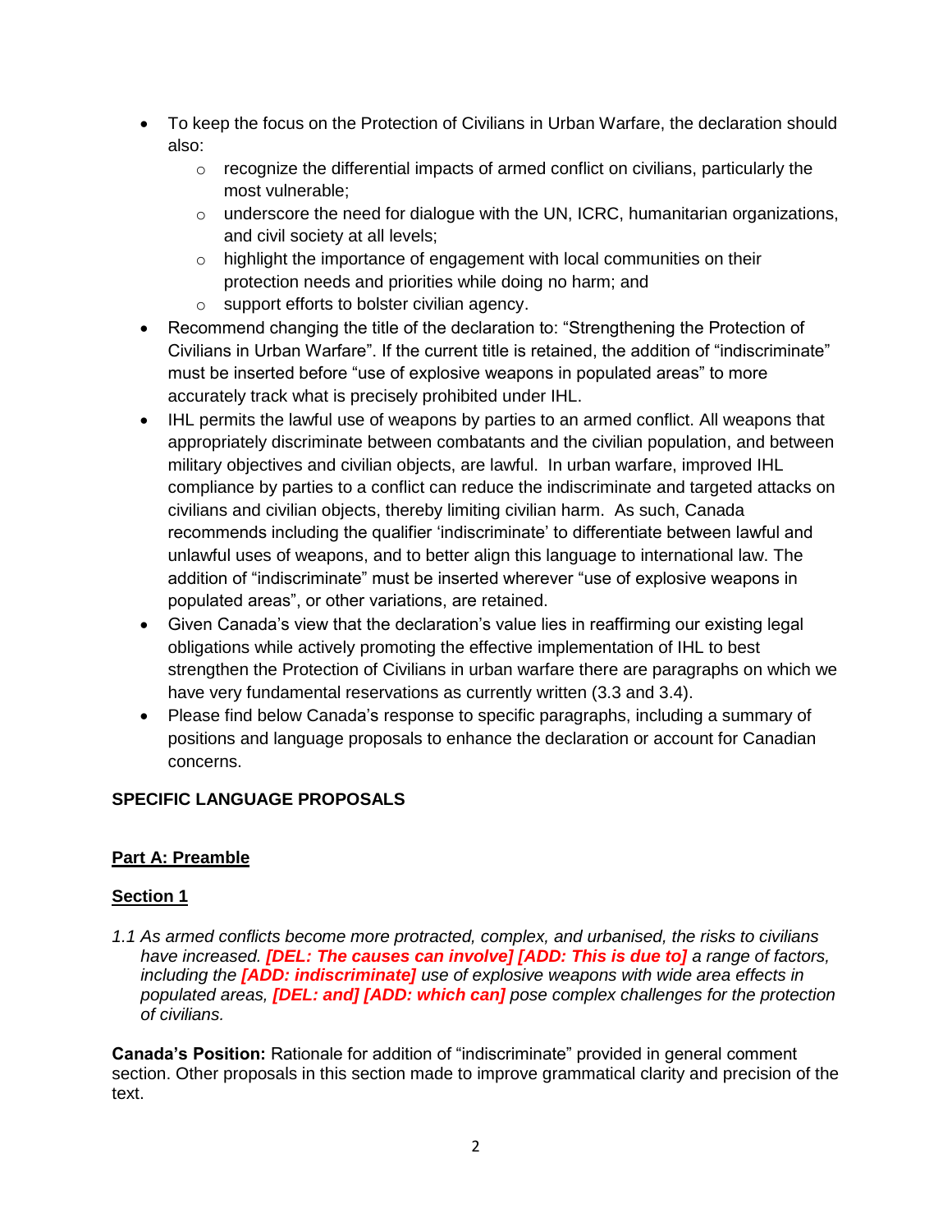- To keep the focus on the Protection of Civilians in Urban Warfare, the declaration should also:
  - recognize the differential impacts of armed conflict on civilians, particularly the most vulnerable;
  - underscore the need for dialogue with the UN, ICRC, humanitarian organizations, and civil society at all levels;
  - highlight the importance of engagement with local communities on their protection needs and priorities while doing no harm; and
  - support efforts to bolster civilian agency.
- Recommend changing the title of the declaration to: "Strengthening the Protection of Civilians in Urban Warfare". If the current title is retained, the addition of "indiscriminate" must be inserted before "use of explosive weapons in populated areas" to more accurately track what is precisely prohibited under IHL.
- IHL permits the lawful use of weapons by parties to an armed conflict. All weapons that appropriately discriminate between combatants and the civilian population, and between military objectives and civilian objects, are lawful. In urban warfare, improved IHL compliance by parties to a conflict can reduce the indiscriminate and targeted attacks on civilians and civilian objects, thereby limiting civilian harm. As such, Canada recommends including the qualifier 'indiscriminate' to differentiate between lawful and unlawful uses of weapons, and to better align this language to international law. The addition of "indiscriminate" must be inserted wherever "use of explosive weapons in populated areas", or other variations, are retained.
- Given Canada's view that the declaration's value lies in reaffirming our existing legal obligations while actively promoting the effective implementation of IHL to best strengthen the Protection of Civilians in urban warfare there are paragraphs on which we have very fundamental reservations as currently written (3.3 and 3.4).
- Please find below Canada's response to specific paragraphs, including a summary of positions and language proposals to enhance the declaration or account for Canadian concerns.

## SPECIFIC LANGUAGE PROPOSALS

### Part A: Preamble

### Section 1

*1.1 As armed conflicts become more protracted, complex, and urbanised, the risks to civilians have increased.* ***[DEL: The causes can involve] [ADD: This is due to]*** *a range of factors, including the* ***[ADD: indiscriminate]*** *use of explosive weapons with wide area effects in populated areas,* ***[DEL: and] [ADD: which can]*** *pose complex challenges for the protection of civilians.*

**Canada's Position:** Rationale for addition of "indiscriminate" provided in general comment section. Other proposals in this section made to improve grammatical clarity and precision of the text.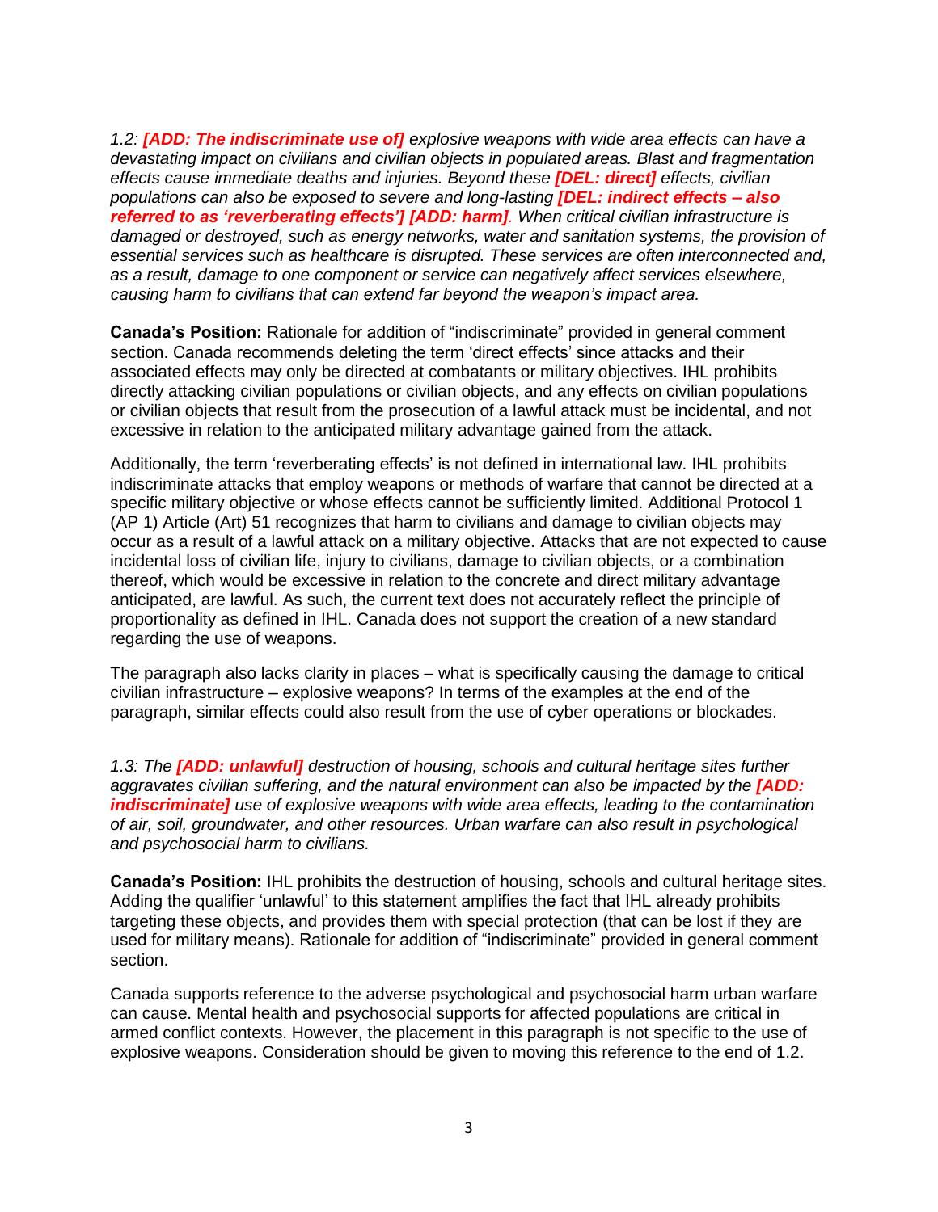*1.2: **[ADD: The indiscriminate use of]** explosive weapons with wide area effects can have a devastating impact on civilians and civilian objects in populated areas. Blast and fragmentation effects cause immediate deaths and injuries. Beyond these **[DEL: direct]** effects, civilian populations can also be exposed to severe and long-lasting **[DEL: indirect effects – also referred to as 'reverberating effects'] [ADD: harm]**. When critical civilian infrastructure is damaged or destroyed, such as energy networks, water and sanitation systems, the provision of essential services such as healthcare is disrupted. These services are often interconnected and, as a result, damage to one component or service can negatively affect services elsewhere, causing harm to civilians that can extend far beyond the weapon's impact area.*

**Canada's Position:** Rationale for addition of "indiscriminate" provided in general comment section. Canada recommends deleting the term 'direct effects' since attacks and their associated effects may only be directed at combatants or military objectives. IHL prohibits directly attacking civilian populations or civilian objects, and any effects on civilian populations or civilian objects that result from the prosecution of a lawful attack must be incidental, and not excessive in relation to the anticipated military advantage gained from the attack.

Additionally, the term 'reverberating effects' is not defined in international law. IHL prohibits indiscriminate attacks that employ weapons or methods of warfare that cannot be directed at a specific military objective or whose effects cannot be sufficiently limited. Additional Protocol 1 (AP 1) Article (Art) 51 recognizes that harm to civilians and damage to civilian objects may occur as a result of a lawful attack on a military objective. Attacks that are not expected to cause incidental loss of civilian life, injury to civilians, damage to civilian objects, or a combination thereof, which would be excessive in relation to the concrete and direct military advantage anticipated, are lawful. As such, the current text does not accurately reflect the principle of proportionality as defined in IHL. Canada does not support the creation of a new standard regarding the use of weapons.

The paragraph also lacks clarity in places – what is specifically causing the damage to critical civilian infrastructure – explosive weapons? In terms of the examples at the end of the paragraph, similar effects could also result from the use of cyber operations or blockades.

*1.3: The **[ADD: unlawful]** destruction of housing, schools and cultural heritage sites further aggravates civilian suffering, and the natural environment can also be impacted by the **[ADD: indiscriminate]** use of explosive weapons with wide area effects, leading to the contamination of air, soil, groundwater, and other resources. Urban warfare can also result in psychological and psychosocial harm to civilians.*

**Canada's Position:** IHL prohibits the destruction of housing, schools and cultural heritage sites. Adding the qualifier 'unlawful' to this statement amplifies the fact that IHL already prohibits targeting these objects, and provides them with special protection (that can be lost if they are used for military means). Rationale for addition of "indiscriminate" provided in general comment section.

Canada supports reference to the adverse psychological and psychosocial harm urban warfare can cause. Mental health and psychosocial supports for affected populations are critical in armed conflict contexts. However, the placement in this paragraph is not specific to the use of explosive weapons. Consideration should be given to moving this reference to the end of 1.2.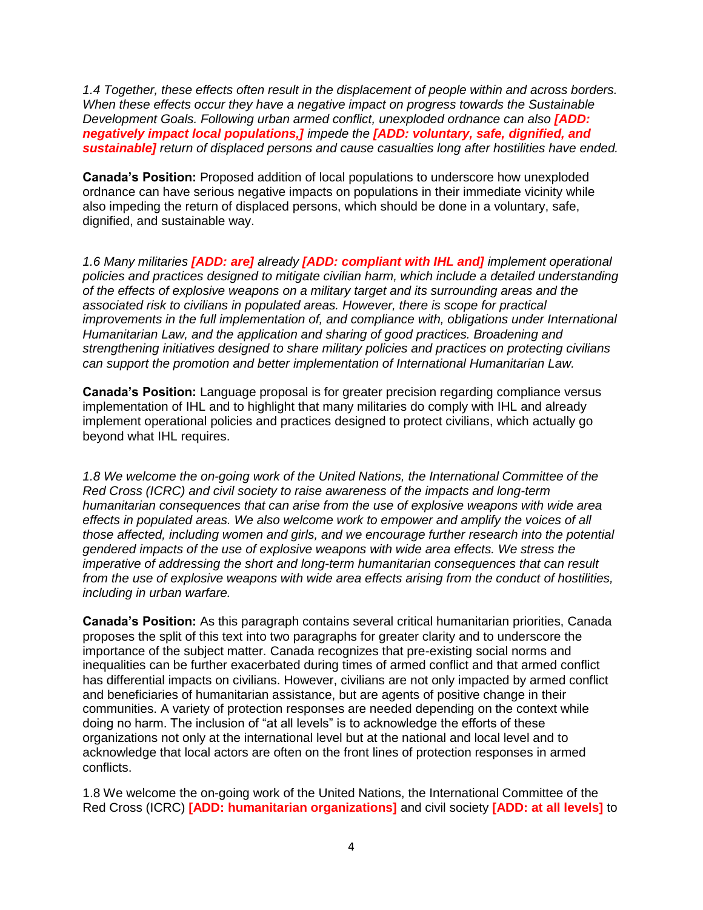*1.4 Together, these effects often result in the displacement of people within and across borders. When these effects occur they have a negative impact on progress towards the Sustainable Development Goals. Following urban armed conflict, unexploded ordnance can also* ***[ADD: negatively impact local populations,]*** *impede the* ***[ADD: voluntary, safe, dignified, and sustainable]*** *return of displaced persons and cause casualties long after hostilities have ended.*

**Canada's Position:** Proposed addition of local populations to underscore how unexploded ordnance can have serious negative impacts on populations in their immediate vicinity while also impeding the return of displaced persons, which should be done in a voluntary, safe, dignified, and sustainable way.

*1.6 Many militaries* ***[ADD: are]*** *already* ***[ADD: compliant with IHL and]*** *implement operational policies and practices designed to mitigate civilian harm, which include a detailed understanding of the effects of explosive weapons on a military target and its surrounding areas and the associated risk to civilians in populated areas. However, there is scope for practical improvements in the full implementation of, and compliance with, obligations under International Humanitarian Law, and the application and sharing of good practices. Broadening and strengthening initiatives designed to share military policies and practices on protecting civilians can support the promotion and better implementation of International Humanitarian Law.*

**Canada's Position:** Language proposal is for greater precision regarding compliance versus implementation of IHL and to highlight that many militaries do comply with IHL and already implement operational policies and practices designed to protect civilians, which actually go beyond what IHL requires.

*1.8 We welcome the on-going work of the United Nations, the International Committee of the Red Cross (ICRC) and civil society to raise awareness of the impacts and long-term humanitarian consequences that can arise from the use of explosive weapons with wide area effects in populated areas. We also welcome work to empower and amplify the voices of all those affected, including women and girls, and we encourage further research into the potential gendered impacts of the use of explosive weapons with wide area effects. We stress the imperative of addressing the short and long-term humanitarian consequences that can result from the use of explosive weapons with wide area effects arising from the conduct of hostilities, including in urban warfare.*

**Canada's Position:** As this paragraph contains several critical humanitarian priorities, Canada proposes the split of this text into two paragraphs for greater clarity and to underscore the importance of the subject matter. Canada recognizes that pre-existing social norms and inequalities can be further exacerbated during times of armed conflict and that armed conflict has differential impacts on civilians. However, civilians are not only impacted by armed conflict and beneficiaries of humanitarian assistance, but are agents of positive change in their communities. A variety of protection responses are needed depending on the context while doing no harm. The inclusion of "at all levels" is to acknowledge the efforts of these organizations not only at the international level but at the national and local level and to acknowledge that local actors are often on the front lines of protection responses in armed conflicts.

1.8 We welcome the on-going work of the United Nations, the International Committee of the Red Cross (ICRC) **[ADD: humanitarian organizations]** and civil society **[ADD: at all levels]** to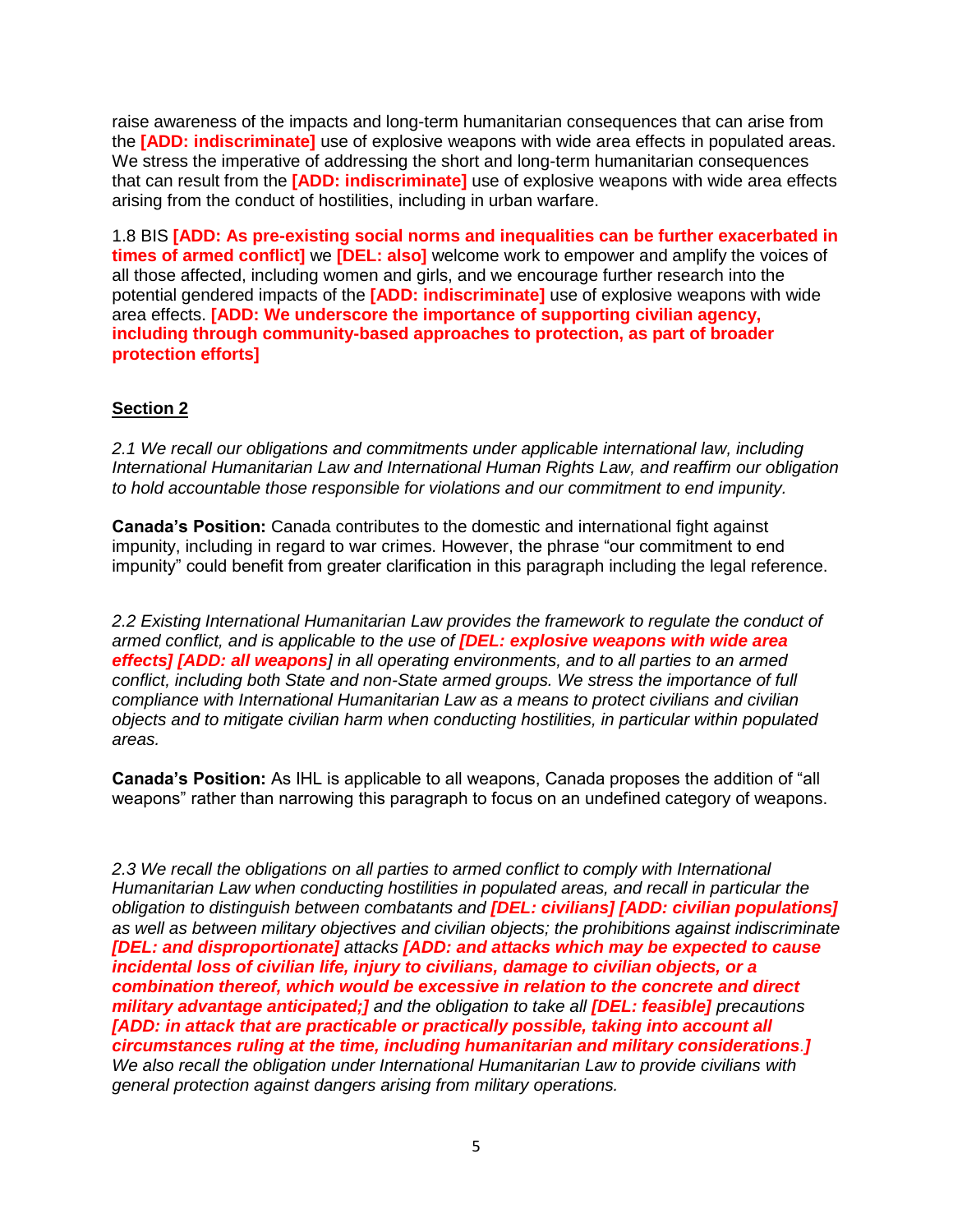raise awareness of the impacts and long-term humanitarian consequences that can arise from the **[ADD: indiscriminate]** use of explosive weapons with wide area effects in populated areas. We stress the imperative of addressing the short and long-term humanitarian consequences that can result from the **[ADD: indiscriminate]** use of explosive weapons with wide area effects arising from the conduct of hostilities, including in urban warfare.

1.8 BIS **[ADD: As pre-existing social norms and inequalities can be further exacerbated in times of armed conflict]** we **[DEL: also]** welcome work to empower and amplify the voices of all those affected, including women and girls, and we encourage further research into the potential gendered impacts of the **[ADD: indiscriminate]** use of explosive weapons with wide area effects. **[ADD: We underscore the importance of supporting civilian agency, including through community-based approaches to protection, as part of broader protection efforts]**

## Section 2

*2.1 We recall our obligations and commitments under applicable international law, including International Humanitarian Law and International Human Rights Law, and reaffirm our obligation to hold accountable those responsible for violations and our commitment to end impunity.*

**Canada's Position:** Canada contributes to the domestic and international fight against impunity, including in regard to war crimes. However, the phrase "our commitment to end impunity" could benefit from greater clarification in this paragraph including the legal reference.

*2.2 Existing International Humanitarian Law provides the framework to regulate the conduct of armed conflict, and is applicable to the use of* ***[DEL: explosive weapons with wide area effects] [ADD: all weapons]*** *in all operating environments, and to all parties to an armed conflict, including both State and non-State armed groups. We stress the importance of full compliance with International Humanitarian Law as a means to protect civilians and civilian objects and to mitigate civilian harm when conducting hostilities, in particular within populated areas.*

**Canada's Position:** As IHL is applicable to all weapons, Canada proposes the addition of "all weapons" rather than narrowing this paragraph to focus on an undefined category of weapons.

*2.3 We recall the obligations on all parties to armed conflict to comply with International Humanitarian Law when conducting hostilities in populated areas, and recall in particular the obligation to distinguish between combatants and* ***[DEL: civilians] [ADD: civilian populations]*** *as well as between military objectives and civilian objects; the prohibitions against indiscriminate* ***[DEL: and disproportionate]*** *attacks* ***[ADD: and attacks which may be expected to cause incidental loss of civilian life, injury to civilians, damage to civilian objects, or a combination thereof, which would be excessive in relation to the concrete and direct military advantage anticipated;]*** *and the obligation to take all* ***[DEL: feasible]*** *precautions* ***[ADD: in attack that are practicable or practically possible, taking into account all circumstances ruling at the time, including humanitarian and military considerations.]*** *We also recall the obligation under International Humanitarian Law to provide civilians with general protection against dangers arising from military operations.*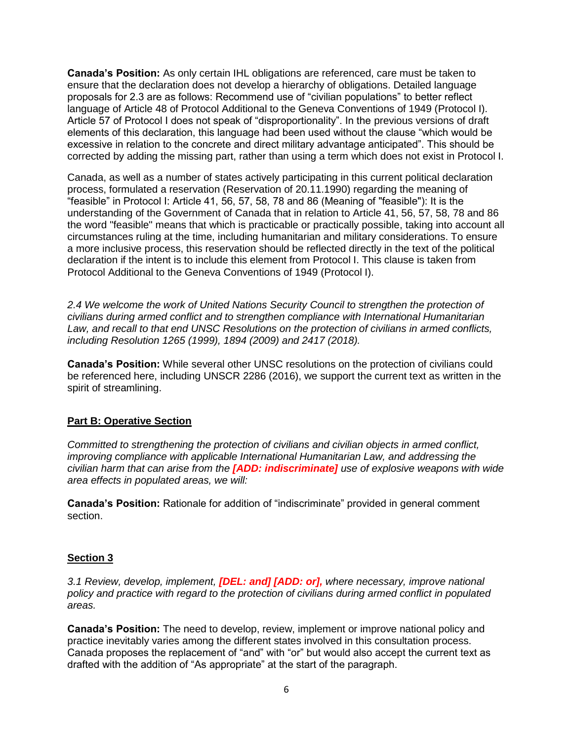**Canada's Position:** As only certain IHL obligations are referenced, care must be taken to ensure that the declaration does not develop a hierarchy of obligations. Detailed language proposals for 2.3 are as follows: Recommend use of "civilian populations" to better reflect language of Article 48 of Protocol Additional to the Geneva Conventions of 1949 (Protocol I). Article 57 of Protocol I does not speak of "disproportionality". In the previous versions of draft elements of this declaration, this language had been used without the clause "which would be excessive in relation to the concrete and direct military advantage anticipated". This should be corrected by adding the missing part, rather than using a term which does not exist in Protocol I.

Canada, as well as a number of states actively participating in this current political declaration process, formulated a reservation (Reservation of 20.11.1990) regarding the meaning of "feasible" in Protocol I: Article 41, 56, 57, 58, 78 and 86 (Meaning of "feasible"): It is the understanding of the Government of Canada that in relation to Article 41, 56, 57, 58, 78 and 86 the word "feasible" means that which is practicable or practically possible, taking into account all circumstances ruling at the time, including humanitarian and military considerations. To ensure a more inclusive process, this reservation should be reflected directly in the text of the political declaration if the intent is to include this element from Protocol I. This clause is taken from Protocol Additional to the Geneva Conventions of 1949 (Protocol I).

*2.4 We welcome the work of United Nations Security Council to strengthen the protection of civilians during armed conflict and to strengthen compliance with International Humanitarian Law, and recall to that end UNSC Resolutions on the protection of civilians in armed conflicts, including Resolution 1265 (1999), 1894 (2009) and 2417 (2018).*

**Canada's Position:** While several other UNSC resolutions on the protection of civilians could be referenced here, including UNSCR 2286 (2016), we support the current text as written in the spirit of streamlining.

## Part B: Operative Section

*Committed to strengthening the protection of civilians and civilian objects in armed conflict, improving compliance with applicable International Humanitarian Law, and addressing the civilian harm that can arise from the* ***[ADD: indiscriminate]*** *use of explosive weapons with wide area effects in populated areas, we will:*

**Canada's Position:** Rationale for addition of "indiscriminate" provided in general comment section.

## Section 3

*3.1 Review, develop, implement,* ***[DEL: and] [ADD: or],*** *where necessary, improve national policy and practice with regard to the protection of civilians during armed conflict in populated areas.*

**Canada's Position:** The need to develop, review, implement or improve national policy and practice inevitably varies among the different states involved in this consultation process. Canada proposes the replacement of "and" with "or" but would also accept the current text as drafted with the addition of "As appropriate" at the start of the paragraph.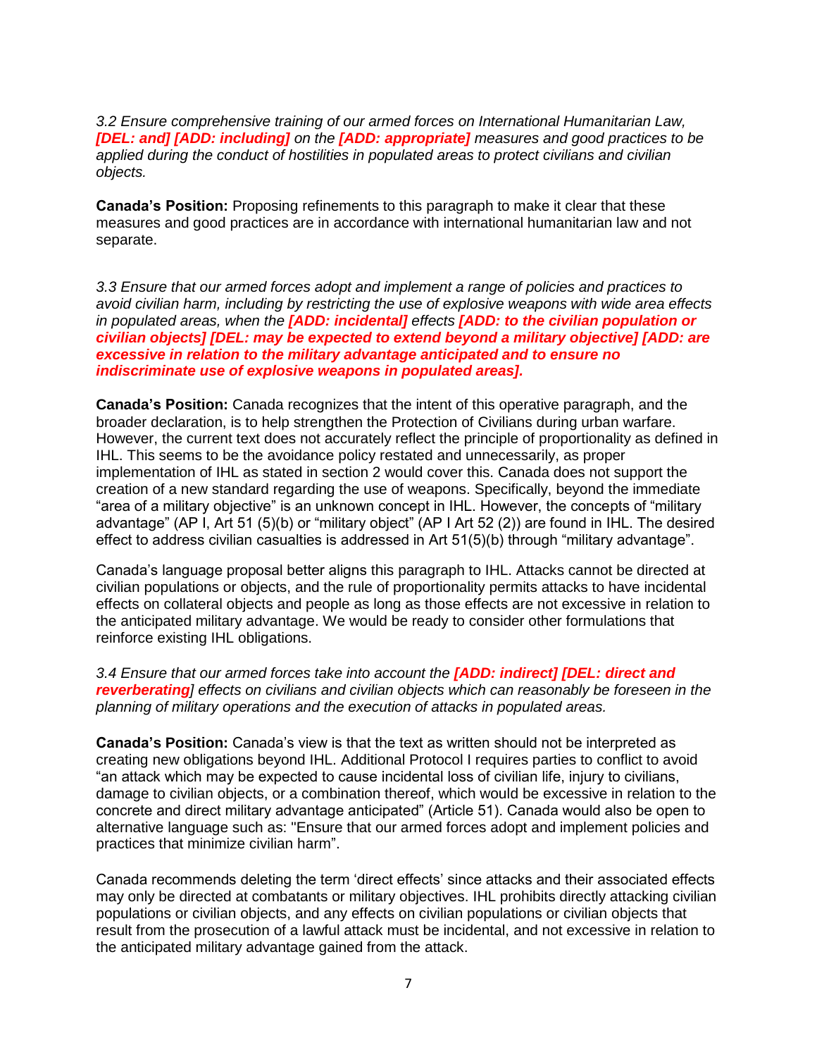*3.2 Ensure comprehensive training of our armed forces on International Humanitarian Law, **[DEL: and] [ADD: including]** on the **[ADD: appropriate]** measures and good practices to be applied during the conduct of hostilities in populated areas to protect civilians and civilian objects.*

**Canada's Position:** Proposing refinements to this paragraph to make it clear that these measures and good practices are in accordance with international humanitarian law and not separate.

*3.3 Ensure that our armed forces adopt and implement a range of policies and practices to avoid civilian harm, including by restricting the use of explosive weapons with wide area effects in populated areas, when the **[ADD: incidental]** effects **[ADD: to the civilian population or civilian objects] [DEL: may be expected to extend beyond a military objective] [ADD: are excessive in relation to the military advantage anticipated and to ensure no indiscriminate use of explosive weapons in populated areas].***

**Canada's Position:** Canada recognizes that the intent of this operative paragraph, and the broader declaration, is to help strengthen the Protection of Civilians during urban warfare. However, the current text does not accurately reflect the principle of proportionality as defined in IHL. This seems to be the avoidance policy restated and unnecessarily, as proper implementation of IHL as stated in section 2 would cover this. Canada does not support the creation of a new standard regarding the use of weapons. Specifically, beyond the immediate "area of a military objective" is an unknown concept in IHL. However, the concepts of "military advantage" (AP I, Art 51 (5)(b) or "military object" (AP I Art 52 (2)) are found in IHL. The desired effect to address civilian casualties is addressed in Art 51(5)(b) through "military advantage".

Canada's language proposal better aligns this paragraph to IHL. Attacks cannot be directed at civilian populations or objects, and the rule of proportionality permits attacks to have incidental effects on collateral objects and people as long as those effects are not excessive in relation to the anticipated military advantage. We would be ready to consider other formulations that reinforce existing IHL obligations.

*3.4 Ensure that our armed forces take into account the **[ADD: indirect] [DEL: direct and reverberating]** effects on civilians and civilian objects which can reasonably be foreseen in the planning of military operations and the execution of attacks in populated areas.*

**Canada's Position:** Canada's view is that the text as written should not be interpreted as creating new obligations beyond IHL. Additional Protocol I requires parties to conflict to avoid "an attack which may be expected to cause incidental loss of civilian life, injury to civilians, damage to civilian objects, or a combination thereof, which would be excessive in relation to the concrete and direct military advantage anticipated" (Article 51). Canada would also be open to alternative language such as: "Ensure that our armed forces adopt and implement policies and practices that minimize civilian harm".

Canada recommends deleting the term 'direct effects' since attacks and their associated effects may only be directed at combatants or military objectives. IHL prohibits directly attacking civilian populations or civilian objects, and any effects on civilian populations or civilian objects that result from the prosecution of a lawful attack must be incidental, and not excessive in relation to the anticipated military advantage gained from the attack.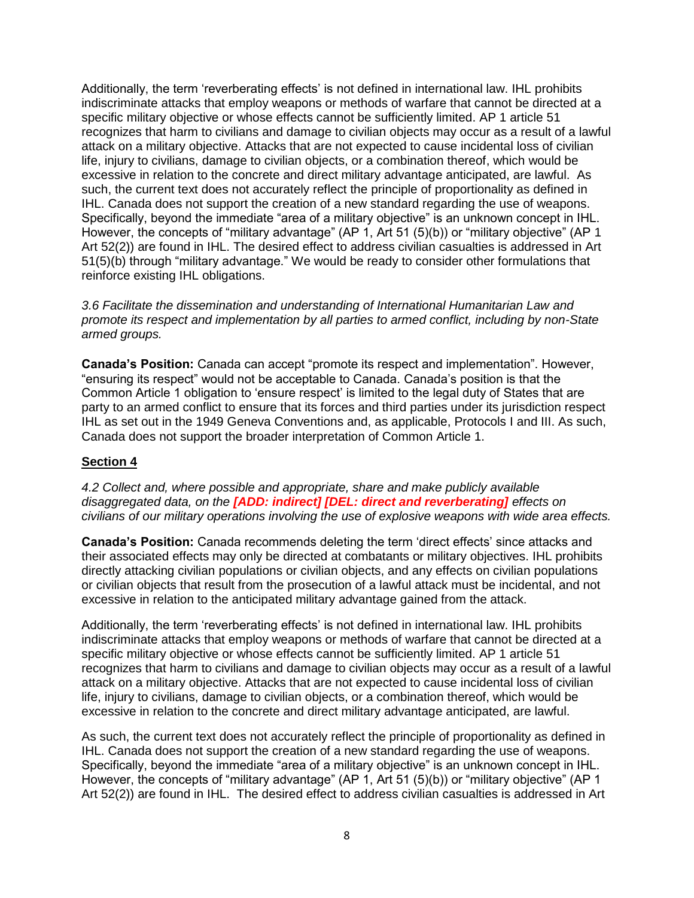Additionally, the term 'reverberating effects' is not defined in international law. IHL prohibits indiscriminate attacks that employ weapons or methods of warfare that cannot be directed at a specific military objective or whose effects cannot be sufficiently limited. AP 1 article 51 recognizes that harm to civilians and damage to civilian objects may occur as a result of a lawful attack on a military objective. Attacks that are not expected to cause incidental loss of civilian life, injury to civilians, damage to civilian objects, or a combination thereof, which would be excessive in relation to the concrete and direct military advantage anticipated, are lawful. As such, the current text does not accurately reflect the principle of proportionality as defined in IHL. Canada does not support the creation of a new standard regarding the use of weapons. Specifically, beyond the immediate "area of a military objective" is an unknown concept in IHL. However, the concepts of "military advantage" (AP 1, Art 51 (5)(b)) or "military objective" (AP 1 Art 52(2)) are found in IHL. The desired effect to address civilian casualties is addressed in Art 51(5)(b) through "military advantage." We would be ready to consider other formulations that reinforce existing IHL obligations.

*3.6 Facilitate the dissemination and understanding of International Humanitarian Law and promote its respect and implementation by all parties to armed conflict, including by non-State armed groups.*

**Canada's Position:** Canada can accept "promote its respect and implementation". However, "ensuring its respect" would not be acceptable to Canada. Canada's position is that the Common Article 1 obligation to 'ensure respect' is limited to the legal duty of States that are party to an armed conflict to ensure that its forces and third parties under its jurisdiction respect IHL as set out in the 1949 Geneva Conventions and, as applicable, Protocols I and III. As such, Canada does not support the broader interpretation of Common Article 1.

## Section 4

*4.2 Collect and, where possible and appropriate, share and make publicly available disaggregated data, on the* ***[ADD: indirect] [DEL: direct and reverberating]*** *effects on civilians of our military operations involving the use of explosive weapons with wide area effects.*

**Canada's Position:** Canada recommends deleting the term 'direct effects' since attacks and their associated effects may only be directed at combatants or military objectives. IHL prohibits directly attacking civilian populations or civilian objects, and any effects on civilian populations or civilian objects that result from the prosecution of a lawful attack must be incidental, and not excessive in relation to the anticipated military advantage gained from the attack.

Additionally, the term 'reverberating effects' is not defined in international law. IHL prohibits indiscriminate attacks that employ weapons or methods of warfare that cannot be directed at a specific military objective or whose effects cannot be sufficiently limited. AP 1 article 51 recognizes that harm to civilians and damage to civilian objects may occur as a result of a lawful attack on a military objective. Attacks that are not expected to cause incidental loss of civilian life, injury to civilians, damage to civilian objects, or a combination thereof, which would be excessive in relation to the concrete and direct military advantage anticipated, are lawful.

As such, the current text does not accurately reflect the principle of proportionality as defined in IHL. Canada does not support the creation of a new standard regarding the use of weapons. Specifically, beyond the immediate "area of a military objective" is an unknown concept in IHL. However, the concepts of "military advantage" (AP 1, Art 51 (5)(b)) or "military objective" (AP 1 Art 52(2)) are found in IHL. The desired effect to address civilian casualties is addressed in Art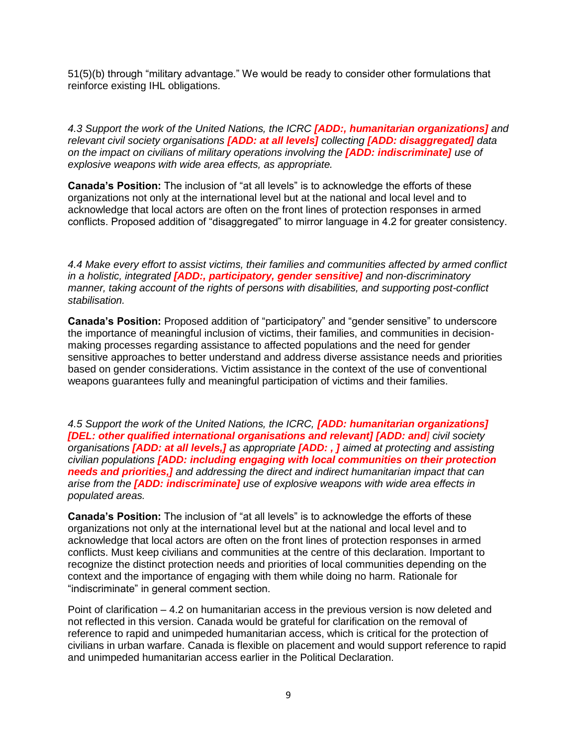51(5)(b) through "military advantage." We would be ready to consider other formulations that reinforce existing IHL obligations.

*4.3 Support the work of the United Nations, the ICRC* ***[ADD:, humanitarian organizations]*** *and relevant civil society organisations* ***[ADD: at all levels]*** *collecting* ***[ADD: disaggregated]*** *data on the impact on civilians of military operations involving the* ***[ADD: indiscriminate]*** *use of explosive weapons with wide area effects, as appropriate.*

**Canada's Position:** The inclusion of "at all levels" is to acknowledge the efforts of these organizations not only at the international level but at the national and local level and to acknowledge that local actors are often on the front lines of protection responses in armed conflicts. Proposed addition of "disaggregated" to mirror language in 4.2 for greater consistency.

*4.4 Make every effort to assist victims, their families and communities affected by armed conflict in a holistic, integrated* ***[ADD:, participatory, gender sensitive]*** *and non-discriminatory manner, taking account of the rights of persons with disabilities, and supporting post-conflict stabilisation.*

**Canada's Position:** Proposed addition of "participatory" and "gender sensitive" to underscore the importance of meaningful inclusion of victims, their families, and communities in decision-making processes regarding assistance to affected populations and the need for gender sensitive approaches to better understand and address diverse assistance needs and priorities based on gender considerations. Victim assistance in the context of the use of conventional weapons guarantees fully and meaningful participation of victims and their families.

*4.5 Support the work of the United Nations, the ICRC,* ***[ADD: humanitarian organizations] [DEL: other qualified international organisations and relevant] [ADD: and****]* *civil society organisations* ***[ADD: at all levels,]*** *as appropriate* ***[ADD: , ]*** *aimed at protecting and assisting civilian populations* ***[ADD: including engaging with local communities on their protection needs and priorities,]*** *and addressing the direct and indirect humanitarian impact that can arise from the* ***[ADD: indiscriminate]*** *use of explosive weapons with wide area effects in populated areas.*

**Canada's Position:** The inclusion of "at all levels" is to acknowledge the efforts of these organizations not only at the international level but at the national and local level and to acknowledge that local actors are often on the front lines of protection responses in armed conflicts. Must keep civilians and communities at the centre of this declaration. Important to recognize the distinct protection needs and priorities of local communities depending on the context and the importance of engaging with them while doing no harm. Rationale for "indiscriminate" in general comment section.

Point of clarification – 4.2 on humanitarian access in the previous version is now deleted and not reflected in this version. Canada would be grateful for clarification on the removal of reference to rapid and unimpeded humanitarian access, which is critical for the protection of civilians in urban warfare. Canada is flexible on placement and would support reference to rapid and unimpeded humanitarian access earlier in the Political Declaration.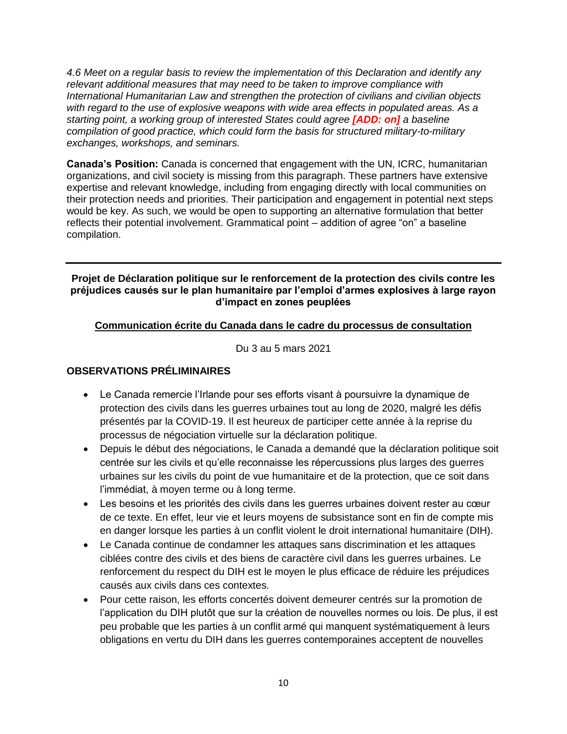*4.6 Meet on a regular basis to review the implementation of this Declaration and identify any relevant additional measures that may need to be taken to improve compliance with International Humanitarian Law and strengthen the protection of civilians and civilian objects with regard to the use of explosive weapons with wide area effects in populated areas. As a starting point, a working group of interested States could agree* ***[ADD: on]*** *a baseline compilation of good practice, which could form the basis for structured military-to-military exchanges, workshops, and seminars.*

**Canada's Position:** Canada is concerned that engagement with the UN, ICRC, humanitarian organizations, and civil society is missing from this paragraph. These partners have extensive expertise and relevant knowledge, including from engaging directly with local communities on their protection needs and priorities. Their participation and engagement in potential next steps would be key. As such, we would be open to supporting an alternative formulation that better reflects their potential involvement. Grammatical point – addition of agree "on" a baseline compilation.

---

**Projet de Déclaration politique sur le renforcement de la protection des civils contre les préjudices causés sur le plan humanitaire par l'emploi d'armes explosives à large rayon d'impact en zones peuplées**

**Communication écrite du Canada dans le cadre du processus de consultation**

Du 3 au 5 mars 2021

## OBSERVATIONS PRÉLIMINAIRES

- Le Canada remercie l'Irlande pour ses efforts visant à poursuivre la dynamique de protection des civils dans les guerres urbaines tout au long de 2020, malgré les défis présentés par la COVID-19. Il est heureux de participer cette année à la reprise du processus de négociation virtuelle sur la déclaration politique.
- Depuis le début des négociations, le Canada a demandé que la déclaration politique soit centrée sur les civils et qu'elle reconnaisse les répercussions plus larges des guerres urbaines sur les civils du point de vue humanitaire et de la protection, que ce soit dans l'immédiat, à moyen terme ou à long terme.
- Les besoins et les priorités des civils dans les guerres urbaines doivent rester au cœur de ce texte. En effet, leur vie et leurs moyens de subsistance sont en fin de compte mis en danger lorsque les parties à un conflit violent le droit international humanitaire (DIH).
- Le Canada continue de condamner les attaques sans discrimination et les attaques ciblées contre des civils et des biens de caractère civil dans les guerres urbaines. Le renforcement du respect du DIH est le moyen le plus efficace de réduire les préjudices causés aux civils dans ces contextes.
- Pour cette raison, les efforts concertés doivent demeurer centrés sur la promotion de l'application du DIH plutôt que sur la création de nouvelles normes ou lois. De plus, il est peu probable que les parties à un conflit armé qui manquent systématiquement à leurs obligations en vertu du DIH dans les guerres contemporaines acceptent de nouvelles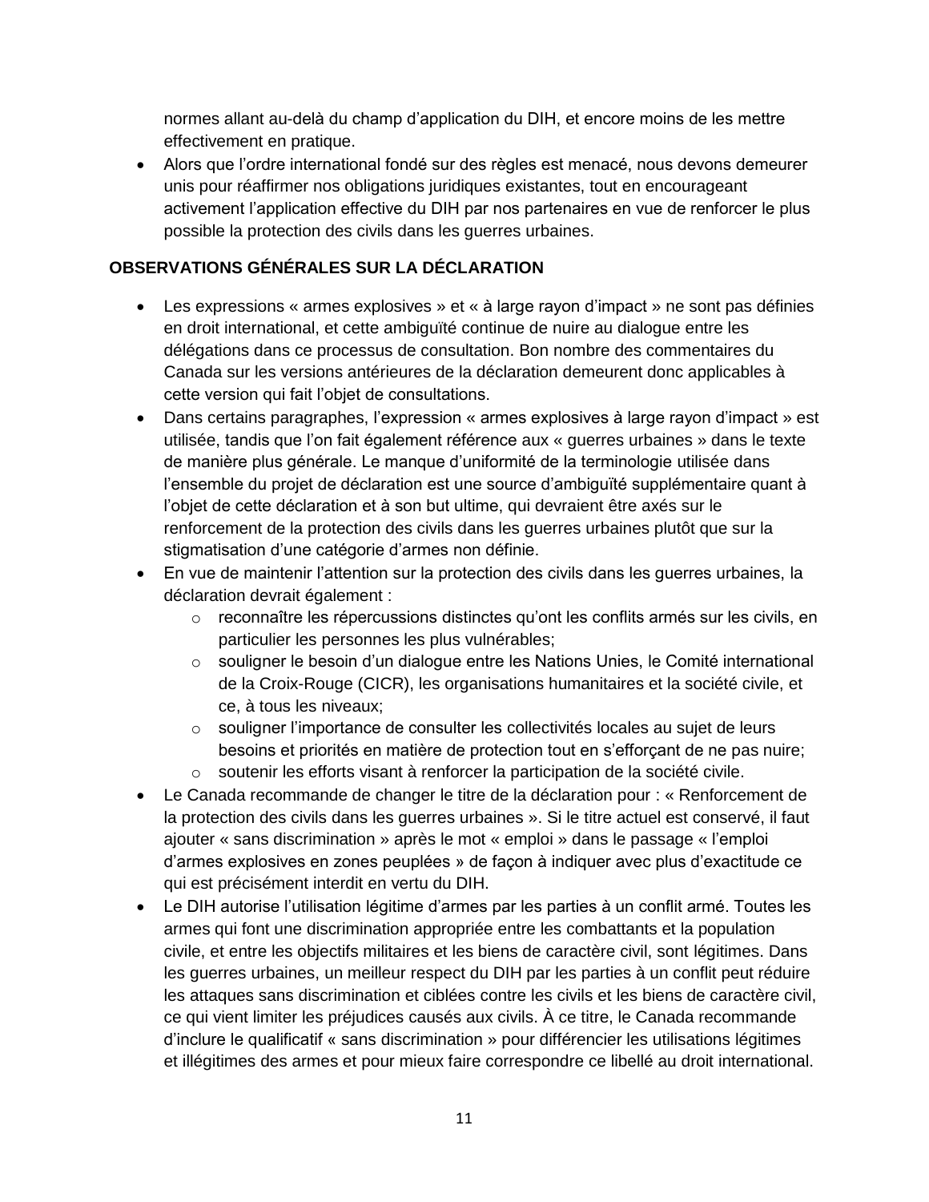normes allant au-delà du champ d'application du DIH, et encore moins de les mettre effectivement en pratique.

- Alors que l'ordre international fondé sur des règles est menacé, nous devons demeurer unis pour réaffirmer nos obligations juridiques existantes, tout en encourageant activement l'application effective du DIH par nos partenaires en vue de renforcer le plus possible la protection des civils dans les guerres urbaines.

## OBSERVATIONS GÉNÉRALES SUR LA DÉCLARATION

- Les expressions « armes explosives » et « à large rayon d'impact » ne sont pas définies en droit international, et cette ambiguïté continue de nuire au dialogue entre les délégations dans ce processus de consultation. Bon nombre des commentaires du Canada sur les versions antérieures de la déclaration demeurent donc applicables à cette version qui fait l'objet de consultations.
- Dans certains paragraphes, l'expression « armes explosives à large rayon d'impact » est utilisée, tandis que l'on fait également référence aux « guerres urbaines » dans le texte de manière plus générale. Le manque d'uniformité de la terminologie utilisée dans l'ensemble du projet de déclaration est une source d'ambiguïté supplémentaire quant à l'objet de cette déclaration et à son but ultime, qui devraient être axés sur le renforcement de la protection des civils dans les guerres urbaines plutôt que sur la stigmatisation d'une catégorie d'armes non définie.
- En vue de maintenir l'attention sur la protection des civils dans les guerres urbaines, la déclaration devrait également :
    - reconnaître les répercussions distinctes qu'ont les conflits armés sur les civils, en particulier les personnes les plus vulnérables;
    - souligner le besoin d'un dialogue entre les Nations Unies, le Comité international de la Croix-Rouge (CICR), les organisations humanitaires et la société civile, et ce, à tous les niveaux;
    - souligner l'importance de consulter les collectivités locales au sujet de leurs besoins et priorités en matière de protection tout en s'efforçant de ne pas nuire;
    - soutenir les efforts visant à renforcer la participation de la société civile.
- Le Canada recommande de changer le titre de la déclaration pour : « Renforcement de la protection des civils dans les guerres urbaines ». Si le titre actuel est conservé, il faut ajouter « sans discrimination » après le mot « emploi » dans le passage « l'emploi d'armes explosives en zones peuplées » de façon à indiquer avec plus d'exactitude ce qui est précisément interdit en vertu du DIH.
- Le DIH autorise l'utilisation légitime d'armes par les parties à un conflit armé. Toutes les armes qui font une discrimination appropriée entre les combattants et la population civile, et entre les objectifs militaires et les biens de caractère civil, sont légitimes. Dans les guerres urbaines, un meilleur respect du DIH par les parties à un conflit peut réduire les attaques sans discrimination et ciblées contre les civils et les biens de caractère civil, ce qui vient limiter les préjudices causés aux civils. À ce titre, le Canada recommande d'inclure le qualificatif « sans discrimination » pour différencier les utilisations légitimes et illégitimes des armes et pour mieux faire correspondre ce libellé au droit international.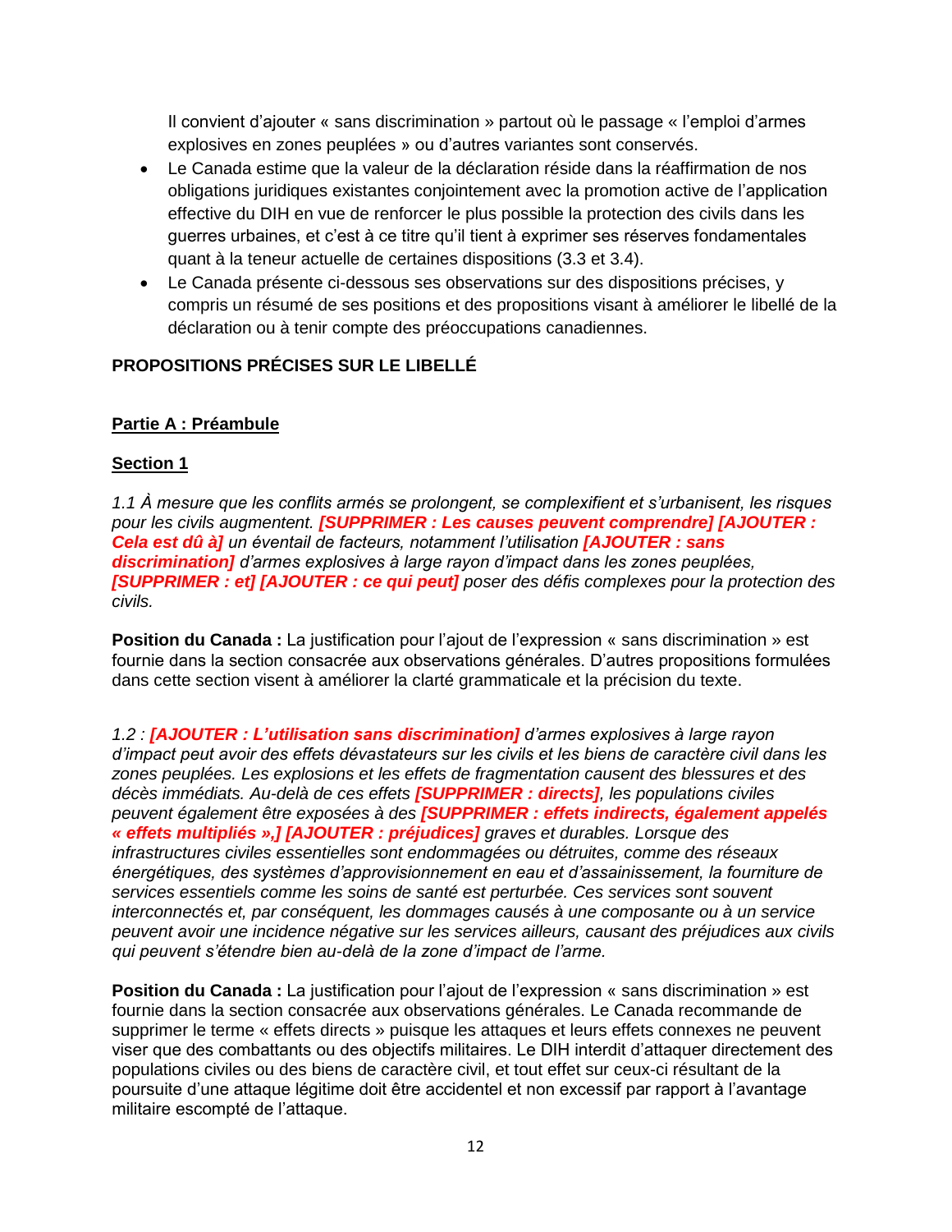Il convient d'ajouter « sans discrimination » partout où le passage « l'emploi d'armes explosives en zones peuplées » ou d'autres variantes sont conservés.

- Le Canada estime que la valeur de la déclaration réside dans la réaffirmation de nos obligations juridiques existantes conjointement avec la promotion active de l'application effective du DIH en vue de renforcer le plus possible la protection des civils dans les guerres urbaines, et c'est à ce titre qu'il tient à exprimer ses réserves fondamentales quant à la teneur actuelle de certaines dispositions (3.3 et 3.4).
- Le Canada présente ci-dessous ses observations sur des dispositions précises, y compris un résumé de ses positions et des propositions visant à améliorer le libellé de la déclaration ou à tenir compte des préoccupations canadiennes.

**PROPOSITIONS PRÉCISES SUR LE LIBELLÉ**

**Partie A : Préambule**

**Section 1**

*1.1 À mesure que les conflits armés se prolongent, se complexifient et s'urbanisent, les risques pour les civils augmentent.* ***[SUPPRIMER : Les causes peuvent comprendre] [AJOUTER : Cela est dû à]*** *un éventail de facteurs, notamment l'utilisation* ***[AJOUTER : sans discrimination]*** *d'armes explosives à large rayon d'impact dans les zones peuplées,* ***[SUPPRIMER : et] [AJOUTER : ce qui peut]*** *poser des défis complexes pour la protection des civils.*

**Position du Canada :** La justification pour l'ajout de l'expression « sans discrimination » est fournie dans la section consacrée aux observations générales. D'autres propositions formulées dans cette section visent à améliorer la clarté grammaticale et la précision du texte.

*1.2 :* ***[AJOUTER : L'utilisation sans discrimination]*** *d'armes explosives à large rayon d'impact peut avoir des effets dévastateurs sur les civils et les biens de caractère civil dans les zones peuplées. Les explosions et les effets de fragmentation causent des blessures et des décès immédiats. Au-delà de ces effets* ***[SUPPRIMER : directs]****, les populations civiles peuvent également être exposées à des* ***[SUPPRIMER : effets indirects, également appelés « effets multipliés »,] [AJOUTER : préjudices]*** *graves et durables. Lorsque des infrastructures civiles essentielles sont endommagées ou détruites, comme des réseaux énergétiques, des systèmes d'approvisionnement en eau et d'assainissement, la fourniture de services essentiels comme les soins de santé est perturbée. Ces services sont souvent interconnectés et, par conséquent, les dommages causés à une composante ou à un service peuvent avoir une incidence négative sur les services ailleurs, causant des préjudices aux civils qui peuvent s'étendre bien au-delà de la zone d'impact de l'arme.*

**Position du Canada :** La justification pour l'ajout de l'expression « sans discrimination » est fournie dans la section consacrée aux observations générales. Le Canada recommande de supprimer le terme « effets directs » puisque les attaques et leurs effets connexes ne peuvent viser que des combattants ou des objectifs militaires. Le DIH interdit d'attaquer directement des populations civiles ou des biens de caractère civil, et tout effet sur ceux-ci résultant de la poursuite d'une attaque légitime doit être accidentel et non excessif par rapport à l'avantage militaire escompté de l'attaque.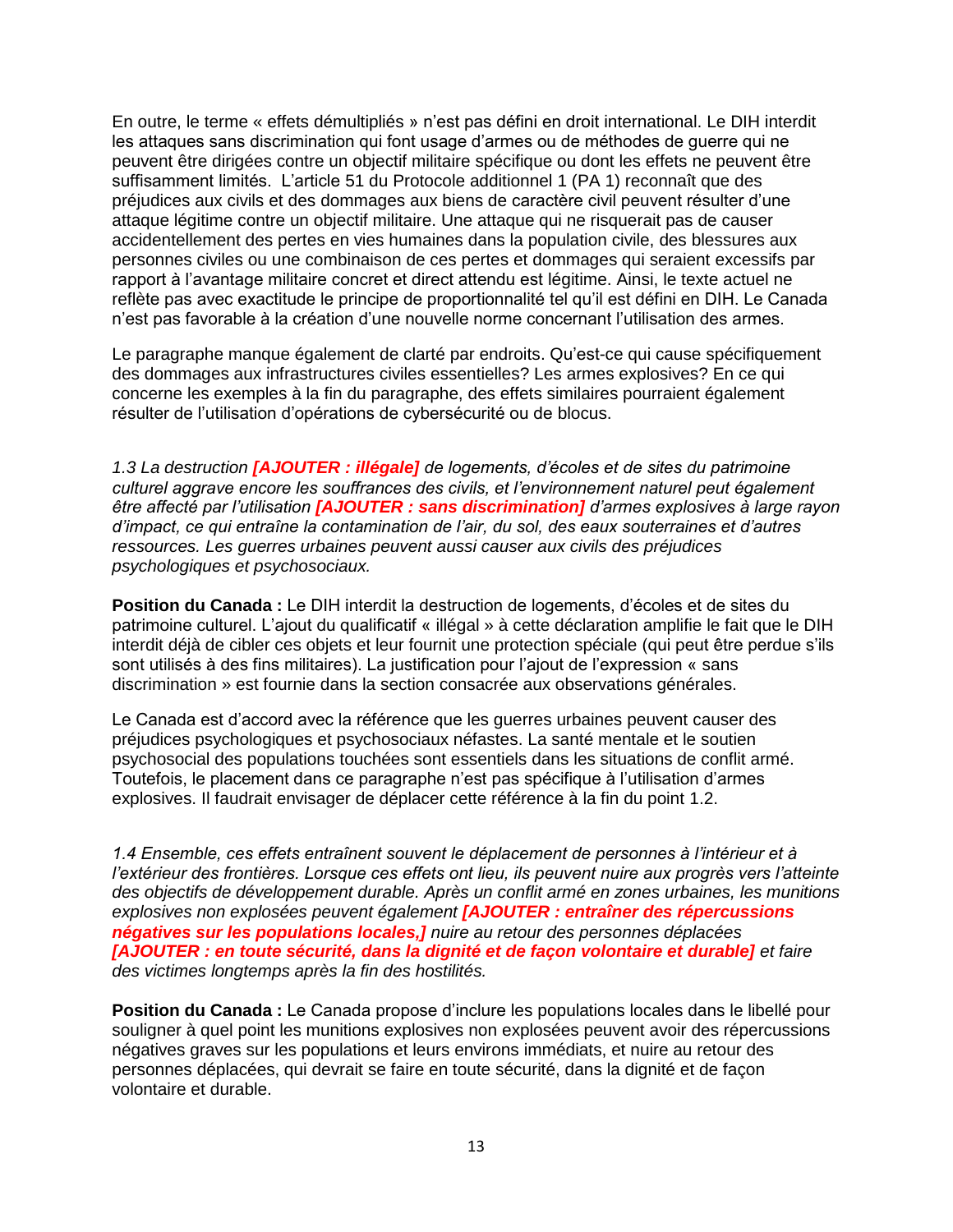En outre, le terme « effets démultipliés » n'est pas défini en droit international. Le DIH interdit les attaques sans discrimination qui font usage d'armes ou de méthodes de guerre qui ne peuvent être dirigées contre un objectif militaire spécifique ou dont les effets ne peuvent être suffisamment limités. L'article 51 du Protocole additionnel 1 (PA 1) reconnaît que des préjudices aux civils et des dommages aux biens de caractère civil peuvent résulter d'une attaque légitime contre un objectif militaire. Une attaque qui ne risquerait pas de causer accidentellement des pertes en vies humaines dans la population civile, des blessures aux personnes civiles ou une combinaison de ces pertes et dommages qui seraient excessifs par rapport à l'avantage militaire concret et direct attendu est légitime. Ainsi, le texte actuel ne reflète pas avec exactitude le principe de proportionnalité tel qu'il est défini en DIH. Le Canada n'est pas favorable à la création d'une nouvelle norme concernant l'utilisation des armes.

Le paragraphe manque également de clarté par endroits. Qu'est-ce qui cause spécifiquement des dommages aux infrastructures civiles essentielles? Les armes explosives? En ce qui concerne les exemples à la fin du paragraphe, des effets similaires pourraient également résulter de l'utilisation d'opérations de cybersécurité ou de blocus.

*1.3 La destruction* ***[AJOUTER : illégale]*** *de logements, d'écoles et de sites du patrimoine culturel aggrave encore les souffrances des civils, et l'environnement naturel peut également être affecté par l'utilisation* ***[AJOUTER : sans discrimination]*** *d'armes explosives à large rayon d'impact, ce qui entraîne la contamination de l'air, du sol, des eaux souterraines et d'autres ressources. Les guerres urbaines peuvent aussi causer aux civils des préjudices psychologiques et psychosociaux.*

**Position du Canada :** Le DIH interdit la destruction de logements, d'écoles et de sites du patrimoine culturel. L'ajout du qualificatif « illégal » à cette déclaration amplifie le fait que le DIH interdit déjà de cibler ces objets et leur fournit une protection spéciale (qui peut être perdue s'ils sont utilisés à des fins militaires). La justification pour l'ajout de l'expression « sans discrimination » est fournie dans la section consacrée aux observations générales.

Le Canada est d'accord avec la référence que les guerres urbaines peuvent causer des préjudices psychologiques et psychosociaux néfastes. La santé mentale et le soutien psychosocial des populations touchées sont essentiels dans les situations de conflit armé. Toutefois, le placement dans ce paragraphe n'est pas spécifique à l'utilisation d'armes explosives. Il faudrait envisager de déplacer cette référence à la fin du point 1.2.

*1.4 Ensemble, ces effets entraînent souvent le déplacement de personnes à l'intérieur et à l'extérieur des frontières. Lorsque ces effets ont lieu, ils peuvent nuire aux progrès vers l'atteinte des objectifs de développement durable. Après un conflit armé en zones urbaines, les munitions explosives non explosées peuvent également* ***[AJOUTER : entraîner des répercussions négatives sur les populations locales,]*** *nuire au retour des personnes déplacées* ***[AJOUTER : en toute sécurité, dans la dignité et de façon volontaire et durable]*** *et faire des victimes longtemps après la fin des hostilités.*

**Position du Canada :** Le Canada propose d'inclure les populations locales dans le libellé pour souligner à quel point les munitions explosives non explosées peuvent avoir des répercussions négatives graves sur les populations et leurs environs immédiats, et nuire au retour des personnes déplacées, qui devrait se faire en toute sécurité, dans la dignité et de façon volontaire et durable.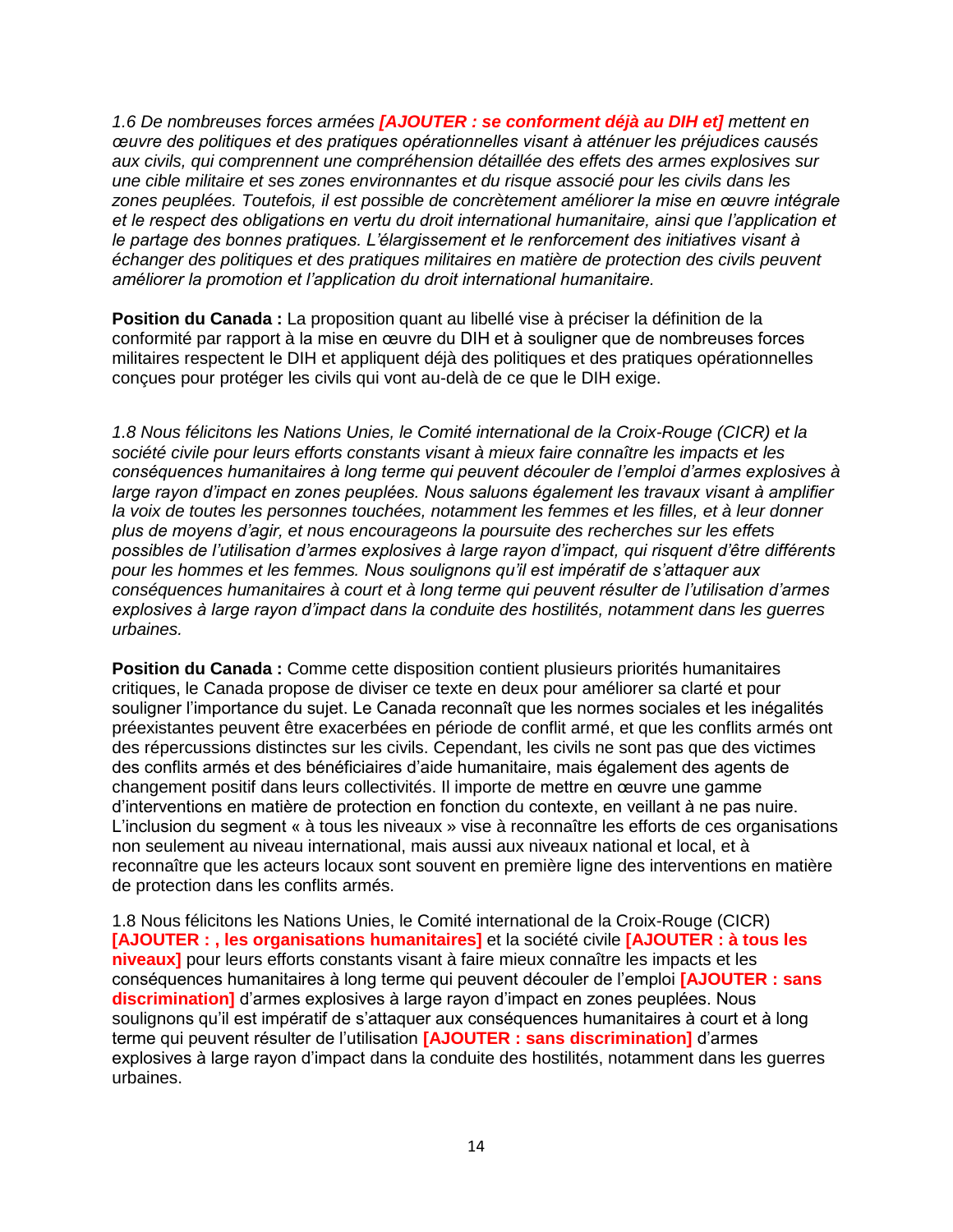*1.6 De nombreuses forces armées* ***[AJOUTER : se conforment déjà au DIH et]*** *mettent en œuvre des politiques et des pratiques opérationnelles visant à atténuer les préjudices causés aux civils, qui comprennent une compréhension détaillée des effets des armes explosives sur une cible militaire et ses zones environnantes et du risque associé pour les civils dans les zones peuplées. Toutefois, il est possible de concrètement améliorer la mise en œuvre intégrale et le respect des obligations en vertu du droit international humanitaire, ainsi que l'application et le partage des bonnes pratiques. L'élargissement et le renforcement des initiatives visant à échanger des politiques et des pratiques militaires en matière de protection des civils peuvent améliorer la promotion et l'application du droit international humanitaire.*

**Position du Canada :** La proposition quant au libellé vise à préciser la définition de la conformité par rapport à la mise en œuvre du DIH et à souligner que de nombreuses forces militaires respectent le DIH et appliquent déjà des politiques et des pratiques opérationnelles conçues pour protéger les civils qui vont au-delà de ce que le DIH exige.

*1.8 Nous félicitons les Nations Unies, le Comité international de la Croix-Rouge (CICR) et la société civile pour leurs efforts constants visant à mieux faire connaître les impacts et les conséquences humanitaires à long terme qui peuvent découler de l'emploi d'armes explosives à large rayon d'impact en zones peuplées. Nous saluons également les travaux visant à amplifier la voix de toutes les personnes touchées, notamment les femmes et les filles, et à leur donner plus de moyens d'agir, et nous encourageons la poursuite des recherches sur les effets possibles de l'utilisation d'armes explosives à large rayon d'impact, qui risquent d'être différents pour les hommes et les femmes. Nous soulignons qu'il est impératif de s'attaquer aux conséquences humanitaires à court et à long terme qui peuvent résulter de l'utilisation d'armes explosives à large rayon d'impact dans la conduite des hostilités, notamment dans les guerres urbaines.*

**Position du Canada :** Comme cette disposition contient plusieurs priorités humanitaires critiques, le Canada propose de diviser ce texte en deux pour améliorer sa clarté et pour souligner l'importance du sujet. Le Canada reconnaît que les normes sociales et les inégalités préexistantes peuvent être exacerbées en période de conflit armé, et que les conflits armés ont des répercussions distinctes sur les civils. Cependant, les civils ne sont pas que des victimes des conflits armés et des bénéficiaires d'aide humanitaire, mais également des agents de changement positif dans leurs collectivités. Il importe de mettre en œuvre une gamme d'interventions en matière de protection en fonction du contexte, en veillant à ne pas nuire. L'inclusion du segment « à tous les niveaux » vise à reconnaître les efforts de ces organisations non seulement au niveau international, mais aussi aux niveaux national et local, et à reconnaître que les acteurs locaux sont souvent en première ligne des interventions en matière de protection dans les conflits armés.

1.8 Nous félicitons les Nations Unies, le Comité international de la Croix-Rouge (CICR) **[AJOUTER : , les organisations humanitaires]** et la société civile **[AJOUTER : à tous les niveaux]** pour leurs efforts constants visant à faire mieux connaître les impacts et les conséquences humanitaires à long terme qui peuvent découler de l'emploi **[AJOUTER : sans discrimination]** d'armes explosives à large rayon d'impact en zones peuplées. Nous soulignons qu'il est impératif de s'attaquer aux conséquences humanitaires à court et à long terme qui peuvent résulter de l'utilisation **[AJOUTER : sans discrimination]** d'armes explosives à large rayon d'impact dans la conduite des hostilités, notamment dans les guerres urbaines.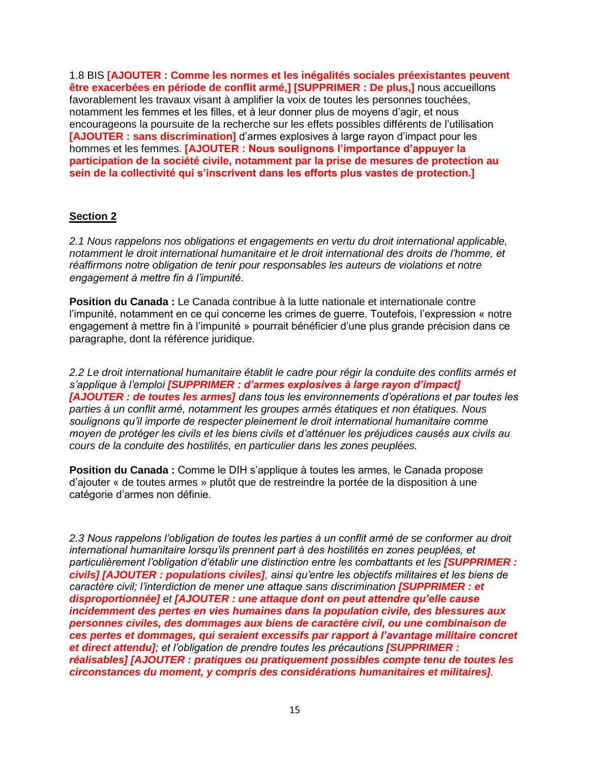1.8 BIS **[AJOUTER : Comme les normes et les inégalités sociales préexistantes peuvent être exacerbées en période de conflit armé,] [SUPPRIMER : De plus,]** nous accueillons favorablement les travaux visant à amplifier la voix de toutes les personnes touchées, notamment les femmes et les filles, et à leur donner plus de moyens d'agir, et nous encourageons la poursuite de la recherche sur les effets possibles différents de l'utilisation **[AJOUTER : sans discrimination]** d'armes explosives à large rayon d'impact pour les hommes et les femmes. **[AJOUTER : Nous soulignons l'importance d'appuyer la participation de la société civile, notamment par la prise de mesures de protection au sein de la collectivité qui s'inscrivent dans les efforts plus vastes de protection.]**

## Section 2

*2.1 Nous rappelons nos obligations et engagements en vertu du droit international applicable, notamment le droit international humanitaire et le droit international des droits de l'homme, et réaffirmons notre obligation de tenir pour responsables les auteurs de violations et notre engagement à mettre fin à l'impunité.*

**Position du Canada :** Le Canada contribue à la lutte nationale et internationale contre l'impunité, notamment en ce qui concerne les crimes de guerre. Toutefois, l'expression « notre engagement à mettre fin à l'impunité » pourrait bénéficier d'une plus grande précision dans ce paragraphe, dont la référence juridique.

*2.2 Le droit international humanitaire établit le cadre pour régir la conduite des conflits armés et s'applique à l'emploi* ***[SUPPRIMER : d'armes explosives à large rayon d'impact] [AJOUTER : de toutes les armes]*** *dans tous les environnements d'opérations et par toutes les parties à un conflit armé, notamment les groupes armés étatiques et non étatiques. Nous soulignons qu'il importe de respecter pleinement le droit international humanitaire comme moyen de protéger les civils et les biens civils et d'atténuer les préjudices causés aux civils au cours de la conduite des hostilités, en particulier dans les zones peuplées.*

**Position du Canada :** Comme le DIH s'applique à toutes les armes, le Canada propose d'ajouter « de toutes armes » plutôt que de restreindre la portée de la disposition à une catégorie d'armes non définie.

*2.3 Nous rappelons l'obligation de toutes les parties à un conflit armé de se conformer au droit international humanitaire lorsqu'ils prennent part à des hostilités en zones peuplées, et particulièrement l'obligation d'établir une distinction entre les combattants et les* ***[SUPPRIMER : civils] [AJOUTER : populations civiles]****, ainsi qu'entre les objectifs militaires et les biens de caractère civil; l'interdiction de mener une attaque sans discrimination* ***[SUPPRIMER : et disproportionnée]*** *et* ***[AJOUTER : une attaque dont on peut attendre qu'elle cause incidemment des pertes en vies humaines dans la population civile, des blessures aux personnes civiles, des dommages aux biens de caractère civil, ou une combinaison de ces pertes et dommages, qui seraient excessifs par rapport à l'avantage militaire concret et direct attendu]****; et l'obligation de prendre toutes les précautions* ***[SUPPRIMER : réalisables] [AJOUTER : pratiques ou pratiquement possibles compte tenu de toutes les circonstances du moment, y compris des considérations humanitaires et militaires]****.*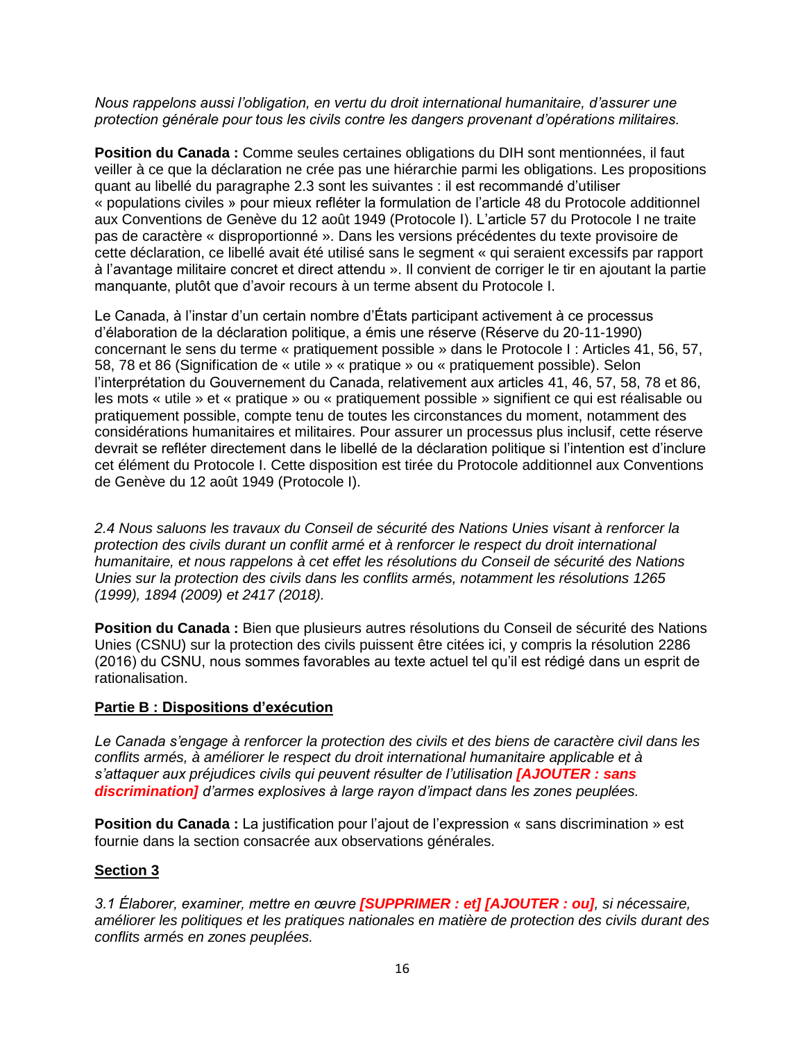*Nous rappelons aussi l'obligation, en vertu du droit international humanitaire, d'assurer une protection générale pour tous les civils contre les dangers provenant d'opérations militaires.*

**Position du Canada :** Comme seules certaines obligations du DIH sont mentionnées, il faut veiller à ce que la déclaration ne crée pas une hiérarchie parmi les obligations. Les propositions quant au libellé du paragraphe 2.3 sont les suivantes : il est recommandé d'utiliser « populations civiles » pour mieux refléter la formulation de l'article 48 du Protocole additionnel aux Conventions de Genève du 12 août 1949 (Protocole I). L'article 57 du Protocole I ne traite pas de caractère « disproportionné ». Dans les versions précédentes du texte provisoire de cette déclaration, ce libellé avait été utilisé sans le segment « qui seraient excessifs par rapport à l'avantage militaire concret et direct attendu ». Il convient de corriger le tir en ajoutant la partie manquante, plutôt que d'avoir recours à un terme absent du Protocole I.

Le Canada, à l'instar d'un certain nombre d'États participant activement à ce processus d'élaboration de la déclaration politique, a émis une réserve (Réserve du 20-11-1990) concernant le sens du terme « pratiquement possible » dans le Protocole I : Articles 41, 56, 57, 58, 78 et 86 (Signification de « utile » « pratique » ou « pratiquement possible). Selon l'interprétation du Gouvernement du Canada, relativement aux articles 41, 46, 57, 58, 78 et 86, les mots « utile » et « pratique » ou « pratiquement possible » signifient ce qui est réalisable ou pratiquement possible, compte tenu de toutes les circonstances du moment, notamment des considérations humanitaires et militaires. Pour assurer un processus plus inclusif, cette réserve devrait se refléter directement dans le libellé de la déclaration politique si l'intention est d'inclure cet élément du Protocole I. Cette disposition est tirée du Protocole additionnel aux Conventions de Genève du 12 août 1949 (Protocole I).

*2.4 Nous saluons les travaux du Conseil de sécurité des Nations Unies visant à renforcer la protection des civils durant un conflit armé et à renforcer le respect du droit international humanitaire, et nous rappelons à cet effet les résolutions du Conseil de sécurité des Nations Unies sur la protection des civils dans les conflits armés, notamment les résolutions 1265 (1999), 1894 (2009) et 2417 (2018).*

**Position du Canada :** Bien que plusieurs autres résolutions du Conseil de sécurité des Nations Unies (CSNU) sur la protection des civils puissent être citées ici, y compris la résolution 2286 (2016) du CSNU, nous sommes favorables au texte actuel tel qu'il est rédigé dans un esprit de rationalisation.

## Partie B : Dispositions d'exécution

*Le Canada s'engage à renforcer la protection des civils et des biens de caractère civil dans les conflits armés, à améliorer le respect du droit international humanitaire applicable et à s'attaquer aux préjudices civils qui peuvent résulter de l'utilisation* ***[AJOUTER : sans discrimination]*** *d'armes explosives à large rayon d'impact dans les zones peuplées.*

**Position du Canada :** La justification pour l'ajout de l'expression « sans discrimination » est fournie dans la section consacrée aux observations générales.

## Section 3

*3.1 Élaborer, examiner, mettre en œuvre* ***[SUPPRIMER : et] [AJOUTER : ou]****, si nécessaire, améliorer les politiques et les pratiques nationales en matière de protection des civils durant des conflits armés en zones peuplées.*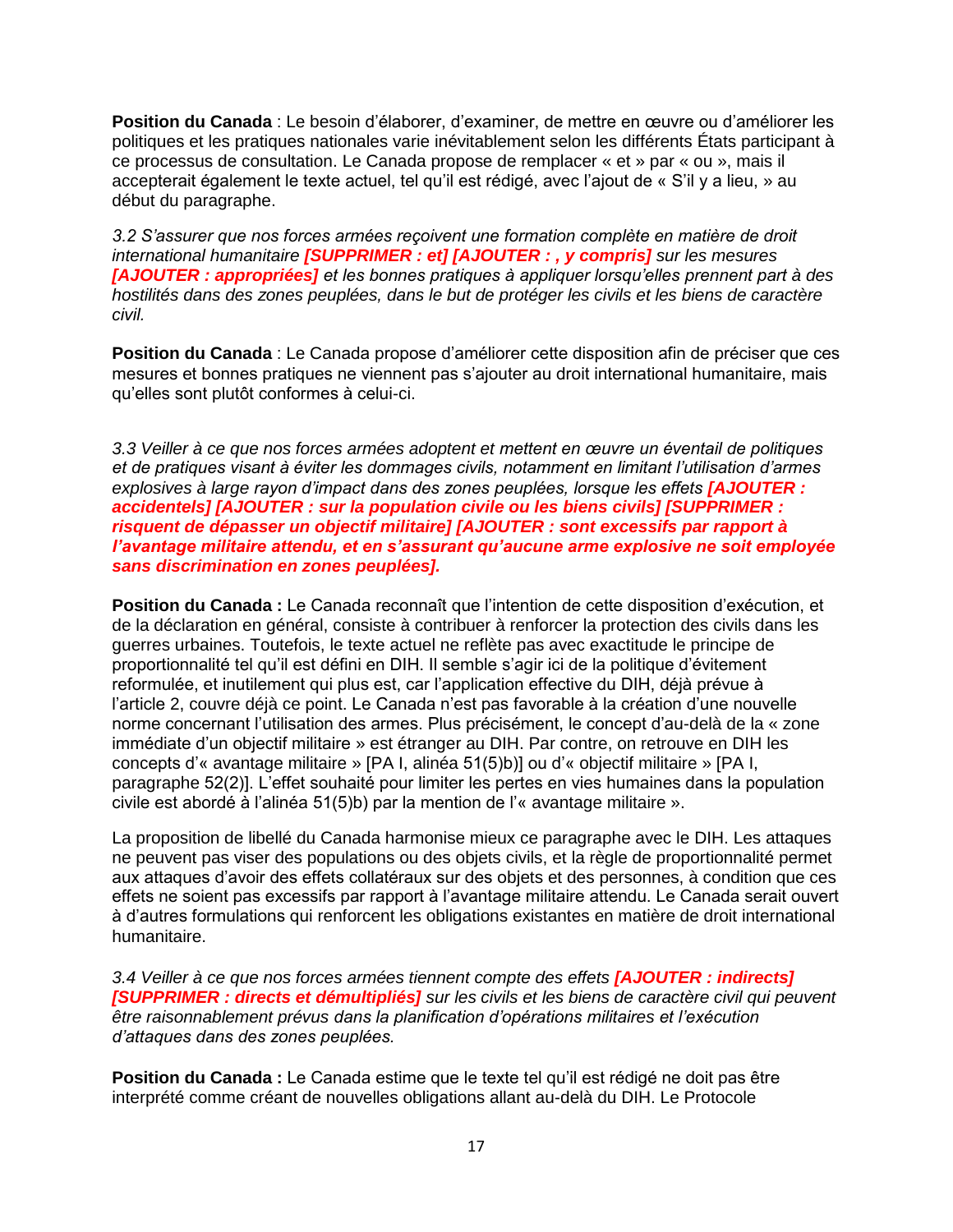**Position du Canada** : Le besoin d'élaborer, d'examiner, de mettre en œuvre ou d'améliorer les politiques et les pratiques nationales varie inévitablement selon les différents États participant à ce processus de consultation. Le Canada propose de remplacer « et » par « ou », mais il accepterait également le texte actuel, tel qu'il est rédigé, avec l'ajout de « S'il y a lieu, » au début du paragraphe.

*3.2 S'assurer que nos forces armées reçoivent une formation complète en matière de droit international humanitaire* ***[SUPPRIMER : et] [AJOUTER : , y compris]*** *sur les mesures* ***[AJOUTER : appropriées]*** *et les bonnes pratiques à appliquer lorsqu'elles prennent part à des hostilités dans des zones peuplées, dans le but de protéger les civils et les biens de caractère civil.*

**Position du Canada** : Le Canada propose d'améliorer cette disposition afin de préciser que ces mesures et bonnes pratiques ne viennent pas s'ajouter au droit international humanitaire, mais qu'elles sont plutôt conformes à celui-ci.

*3.3 Veiller à ce que nos forces armées adoptent et mettent en œuvre un éventail de politiques et de pratiques visant à éviter les dommages civils, notamment en limitant l'utilisation d'armes explosives à large rayon d'impact dans des zones peuplées, lorsque les effets* ***[AJOUTER : accidentels] [AJOUTER : sur la population civile ou les biens civils] [SUPPRIMER : risquent de dépasser un objectif militaire] [AJOUTER : sont excessifs par rapport à l'avantage militaire attendu, et en s'assurant qu'aucune arme explosive ne soit employée sans discrimination en zones peuplées].***

**Position du Canada :** Le Canada reconnaît que l'intention de cette disposition d'exécution, et de la déclaration en général, consiste à contribuer à renforcer la protection des civils dans les guerres urbaines. Toutefois, le texte actuel ne reflète pas avec exactitude le principe de proportionnalité tel qu'il est défini en DIH. Il semble s'agir ici de la politique d'évitement reformulée, et inutilement qui plus est, car l'application effective du DIH, déjà prévue à l'article 2, couvre déjà ce point. Le Canada n'est pas favorable à la création d'une nouvelle norme concernant l'utilisation des armes. Plus précisément, le concept d'au-delà de la « zone immédiate d'un objectif militaire » est étranger au DIH. Par contre, on retrouve en DIH les concepts d'« avantage militaire » [PA I, alinéa 51(5)b)] ou d'« objectif militaire » [PA I, paragraphe 52(2)]. L'effet souhaité pour limiter les pertes en vies humaines dans la population civile est abordé à l'alinéa 51(5)b) par la mention de l'« avantage militaire ».

La proposition de libellé du Canada harmonise mieux ce paragraphe avec le DIH. Les attaques ne peuvent pas viser des populations ou des objets civils, et la règle de proportionnalité permet aux attaques d'avoir des effets collatéraux sur des objets et des personnes, à condition que ces effets ne soient pas excessifs par rapport à l'avantage militaire attendu. Le Canada serait ouvert à d'autres formulations qui renforcent les obligations existantes en matière de droit international humanitaire.

*3.4 Veiller à ce que nos forces armées tiennent compte des effets* ***[AJOUTER : indirects] [SUPPRIMER : directs et démultipliés]*** *sur les civils et les biens de caractère civil qui peuvent être raisonnablement prévus dans la planification d'opérations militaires et l'exécution d'attaques dans des zones peuplées.*

**Position du Canada :** Le Canada estime que le texte tel qu'il est rédigé ne doit pas être interprété comme créant de nouvelles obligations allant au-delà du DIH. Le Protocole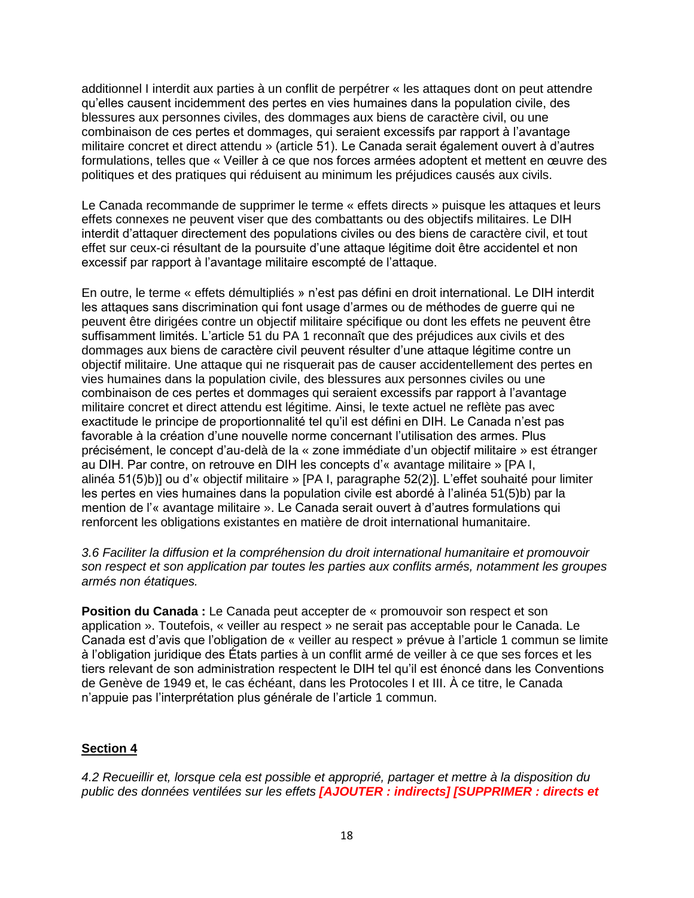additionnel I interdit aux parties à un conflit de perpétrer « les attaques dont on peut attendre qu'elles causent incidemment des pertes en vies humaines dans la population civile, des blessures aux personnes civiles, des dommages aux biens de caractère civil, ou une combinaison de ces pertes et dommages, qui seraient excessifs par rapport à l'avantage militaire concret et direct attendu » (article 51). Le Canada serait également ouvert à d'autres formulations, telles que « Veiller à ce que nos forces armées adoptent et mettent en œuvre des politiques et des pratiques qui réduisent au minimum les préjudices causés aux civils.

Le Canada recommande de supprimer le terme « effets directs » puisque les attaques et leurs effets connexes ne peuvent viser que des combattants ou des objectifs militaires. Le DIH interdit d'attaquer directement des populations civiles ou des biens de caractère civil, et tout effet sur ceux-ci résultant de la poursuite d'une attaque légitime doit être accidentel et non excessif par rapport à l'avantage militaire escompté de l'attaque.

En outre, le terme « effets démultipliés » n'est pas défini en droit international. Le DIH interdit les attaques sans discrimination qui font usage d'armes ou de méthodes de guerre qui ne peuvent être dirigées contre un objectif militaire spécifique ou dont les effets ne peuvent être suffisamment limités. L'article 51 du PA 1 reconnaît que des préjudices aux civils et des dommages aux biens de caractère civil peuvent résulter d'une attaque légitime contre un objectif militaire. Une attaque qui ne risquerait pas de causer accidentellement des pertes en vies humaines dans la population civile, des blessures aux personnes civiles ou une combinaison de ces pertes et dommages qui seraient excessifs par rapport à l'avantage militaire concret et direct attendu est légitime. Ainsi, le texte actuel ne reflète pas avec exactitude le principe de proportionnalité tel qu'il est défini en DIH. Le Canada n'est pas favorable à la création d'une nouvelle norme concernant l'utilisation des armes. Plus précisément, le concept d'au-delà de la « zone immédiate d'un objectif militaire » est étranger au DIH. Par contre, on retrouve en DIH les concepts d'« avantage militaire » [PA I, alinéa 51(5)b)] ou d'« objectif militaire » [PA I, paragraphe 52(2)]. L'effet souhaité pour limiter les pertes en vies humaines dans la population civile est abordé à l'alinéa 51(5)b) par la mention de l'« avantage militaire ». Le Canada serait ouvert à d'autres formulations qui renforcent les obligations existantes en matière de droit international humanitaire.

*3.6 Faciliter la diffusion et la compréhension du droit international humanitaire et promouvoir son respect et son application par toutes les parties aux conflits armés, notamment les groupes armés non étatiques.*

**Position du Canada :** Le Canada peut accepter de « promouvoir son respect et son application ». Toutefois, « veiller au respect » ne serait pas acceptable pour le Canada. Le Canada est d'avis que l'obligation de « veiller au respect » prévue à l'article 1 commun se limite à l'obligation juridique des États parties à un conflit armé de veiller à ce que ses forces et les tiers relevant de son administration respectent le DIH tel qu'il est énoncé dans les Conventions de Genève de 1949 et, le cas échéant, dans les Protocoles I et III. À ce titre, le Canada n'appuie pas l'interprétation plus générale de l'article 1 commun.

## Section 4

*4.2 Recueillir et, lorsque cela est possible et approprié, partager et mettre à la disposition du public des données ventilées sur les effets* ***[AJOUTER : indirects] [SUPPRIMER : directs et***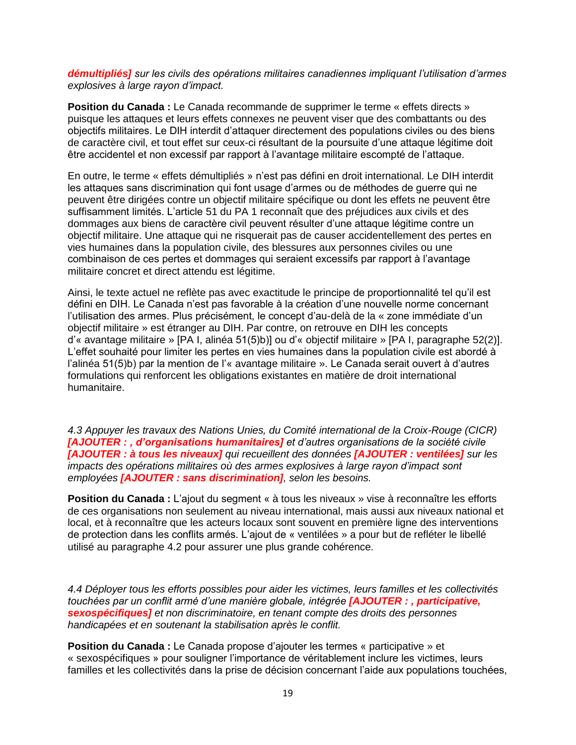*__démultipliés]__ sur les civils des opérations militaires canadiennes impliquant l'utilisation d'armes explosives à large rayon d'impact.*

**Position du Canada :** Le Canada recommande de supprimer le terme « effets directs » puisque les attaques et leurs effets connexes ne peuvent viser que des combattants ou des objectifs militaires. Le DIH interdit d'attaquer directement des populations civiles ou des biens de caractère civil, et tout effet sur ceux-ci résultant de la poursuite d'une attaque légitime doit être accidentel et non excessif par rapport à l'avantage militaire escompté de l'attaque.

En outre, le terme « effets démultipliés » n'est pas défini en droit international. Le DIH interdit les attaques sans discrimination qui font usage d'armes ou de méthodes de guerre qui ne peuvent être dirigées contre un objectif militaire spécifique ou dont les effets ne peuvent être suffisamment limités. L'article 51 du PA 1 reconnaît que des préjudices aux civils et des dommages aux biens de caractère civil peuvent résulter d'une attaque légitime contre un objectif militaire. Une attaque qui ne risquerait pas de causer accidentellement des pertes en vies humaines dans la population civile, des blessures aux personnes civiles ou une combinaison de ces pertes et dommages qui seraient excessifs par rapport à l'avantage militaire concret et direct attendu est légitime.

Ainsi, le texte actuel ne reflète pas avec exactitude le principe de proportionnalité tel qu'il est défini en DIH. Le Canada n'est pas favorable à la création d'une nouvelle norme concernant l'utilisation des armes. Plus précisément, le concept d'au-delà de la « zone immédiate d'un objectif militaire » est étranger au DIH. Par contre, on retrouve en DIH les concepts d'« avantage militaire » [PA I, alinéa 51(5)b)] ou d'« objectif militaire » [PA I, paragraphe 52(2)]. L'effet souhaité pour limiter les pertes en vies humaines dans la population civile est abordé à l'alinéa 51(5)b) par la mention de l'« avantage militaire ». Le Canada serait ouvert à d'autres formulations qui renforcent les obligations existantes en matière de droit international humanitaire.

*4.3 Appuyer les travaux des Nations Unies, du Comité international de la Croix-Rouge (CICR) __[AJOUTER : , d'organisations humanitaires]__ et d'autres organisations de la société civile __[AJOUTER : à tous les niveaux]__ qui recueillent des données __[AJOUTER : ventilées]__ sur les impacts des opérations militaires où des armes explosives à large rayon d'impact sont employées __[AJOUTER : sans discrimination]__, selon les besoins.*

**Position du Canada :** L'ajout du segment « à tous les niveaux » vise à reconnaître les efforts de ces organisations non seulement au niveau international, mais aussi aux niveaux national et local, et à reconnaître que les acteurs locaux sont souvent en première ligne des interventions de protection dans les conflits armés. L'ajout de « ventilées » a pour but de refléter le libellé utilisé au paragraphe 4.2 pour assurer une plus grande cohérence.

*4.4 Déployer tous les efforts possibles pour aider les victimes, leurs familles et les collectivités touchées par un conflit armé d'une manière globale, intégrée __[AJOUTER : , participative, sexospécifiques]__ et non discriminatoire, en tenant compte des droits des personnes handicapées et en soutenant la stabilisation après le conflit.*

**Position du Canada :** Le Canada propose d'ajouter les termes « participative » et « sexospécifiques » pour souligner l'importance de véritablement inclure les victimes, leurs familles et les collectivités dans la prise de décision concernant l'aide aux populations touchées,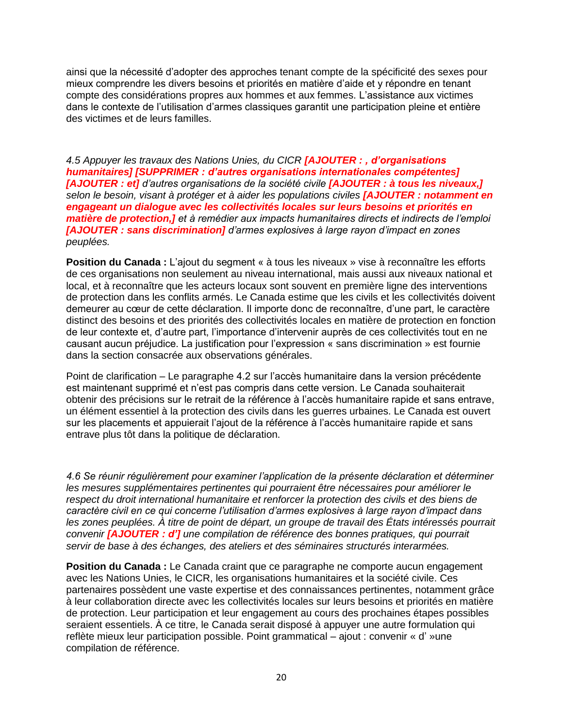ainsi que la nécessité d'adopter des approches tenant compte de la spécificité des sexes pour mieux comprendre les divers besoins et priorités en matière d'aide et y répondre en tenant compte des considérations propres aux hommes et aux femmes. L'assistance aux victimes dans le contexte de l'utilisation d'armes classiques garantit une participation pleine et entière des victimes et de leurs familles.

*4.5 Appuyer les travaux des Nations Unies, du CICR* ***[AJOUTER : , d'organisations humanitaires] [SUPPRIMER : d'autres organisations internationales compétentes] [AJOUTER : et]*** *d'autres organisations de la société civile* ***[AJOUTER : à tous les niveaux,]*** *selon le besoin, visant à protéger et à aider les populations civiles* ***[AJOUTER : notamment en engageant un dialogue avec les collectivités locales sur leurs besoins et priorités en matière de protection,]*** *et à remédier aux impacts humanitaires directs et indirects de l'emploi* ***[AJOUTER : sans discrimination]*** *d'armes explosives à large rayon d'impact en zones peuplées.*

**Position du Canada :** L'ajout du segment « à tous les niveaux » vise à reconnaître les efforts de ces organisations non seulement au niveau international, mais aussi aux niveaux national et local, et à reconnaître que les acteurs locaux sont souvent en première ligne des interventions de protection dans les conflits armés. Le Canada estime que les civils et les collectivités doivent demeurer au cœur de cette déclaration. Il importe donc de reconnaître, d'une part, le caractère distinct des besoins et des priorités des collectivités locales en matière de protection en fonction de leur contexte et, d'autre part, l'importance d'intervenir auprès de ces collectivités tout en ne causant aucun préjudice. La justification pour l'expression « sans discrimination » est fournie dans la section consacrée aux observations générales.

Point de clarification – Le paragraphe 4.2 sur l'accès humanitaire dans la version précédente est maintenant supprimé et n'est pas compris dans cette version. Le Canada souhaiterait obtenir des précisions sur le retrait de la référence à l'accès humanitaire rapide et sans entrave, un élément essentiel à la protection des civils dans les guerres urbaines. Le Canada est ouvert sur les placements et appuierait l'ajout de la référence à l'accès humanitaire rapide et sans entrave plus tôt dans la politique de déclaration.

*4.6 Se réunir régulièrement pour examiner l'application de la présente déclaration et déterminer les mesures supplémentaires pertinentes qui pourraient être nécessaires pour améliorer le respect du droit international humanitaire et renforcer la protection des civils et des biens de caractère civil en ce qui concerne l'utilisation d'armes explosives à large rayon d'impact dans les zones peuplées. À titre de point de départ, un groupe de travail des États intéressés pourrait convenir* ***[AJOUTER : d']*** *une compilation de référence des bonnes pratiques, qui pourrait servir de base à des échanges, des ateliers et des séminaires structurés interarmées.*

**Position du Canada :** Le Canada craint que ce paragraphe ne comporte aucun engagement avec les Nations Unies, le CICR, les organisations humanitaires et la société civile. Ces partenaires possèdent une vaste expertise et des connaissances pertinentes, notamment grâce à leur collaboration directe avec les collectivités locales sur leurs besoins et priorités en matière de protection. Leur participation et leur engagement au cours des prochaines étapes possibles seraient essentiels. À ce titre, le Canada serait disposé à appuyer une autre formulation qui reflète mieux leur participation possible. Point grammatical – ajout : convenir « d' »une compilation de référence.